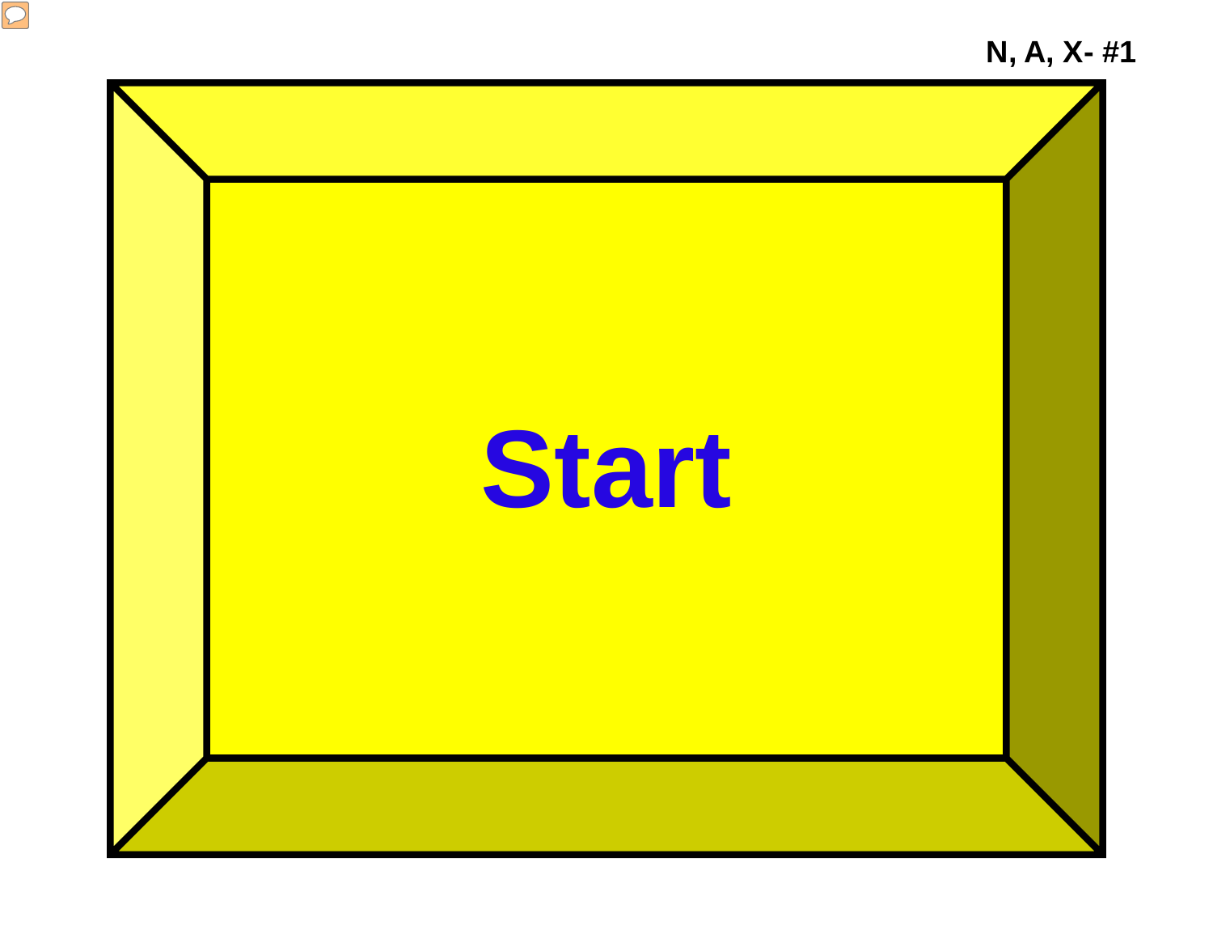**N, A, X- #1**

# Start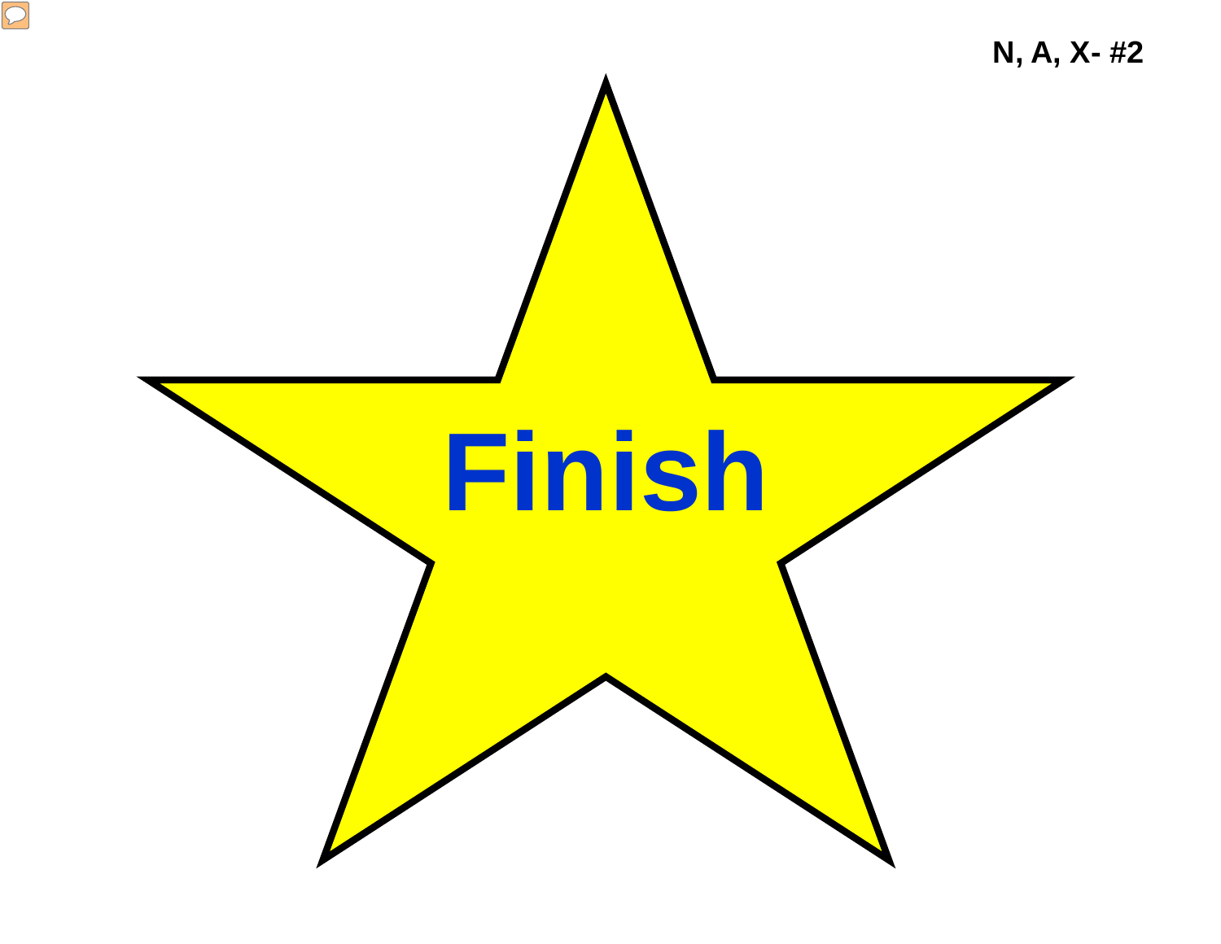N, A, X- #2

# Finish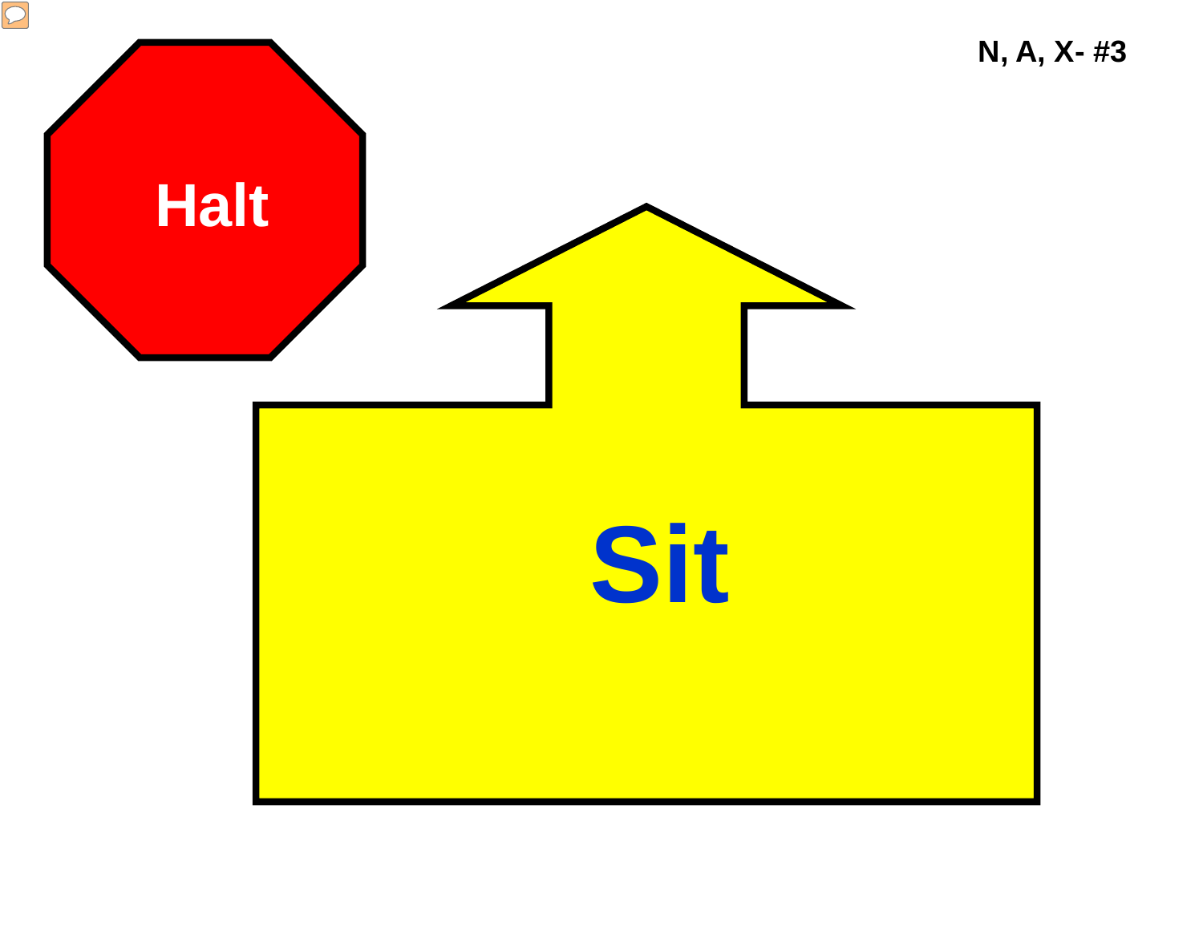N, A, X- #3

Halt

Sit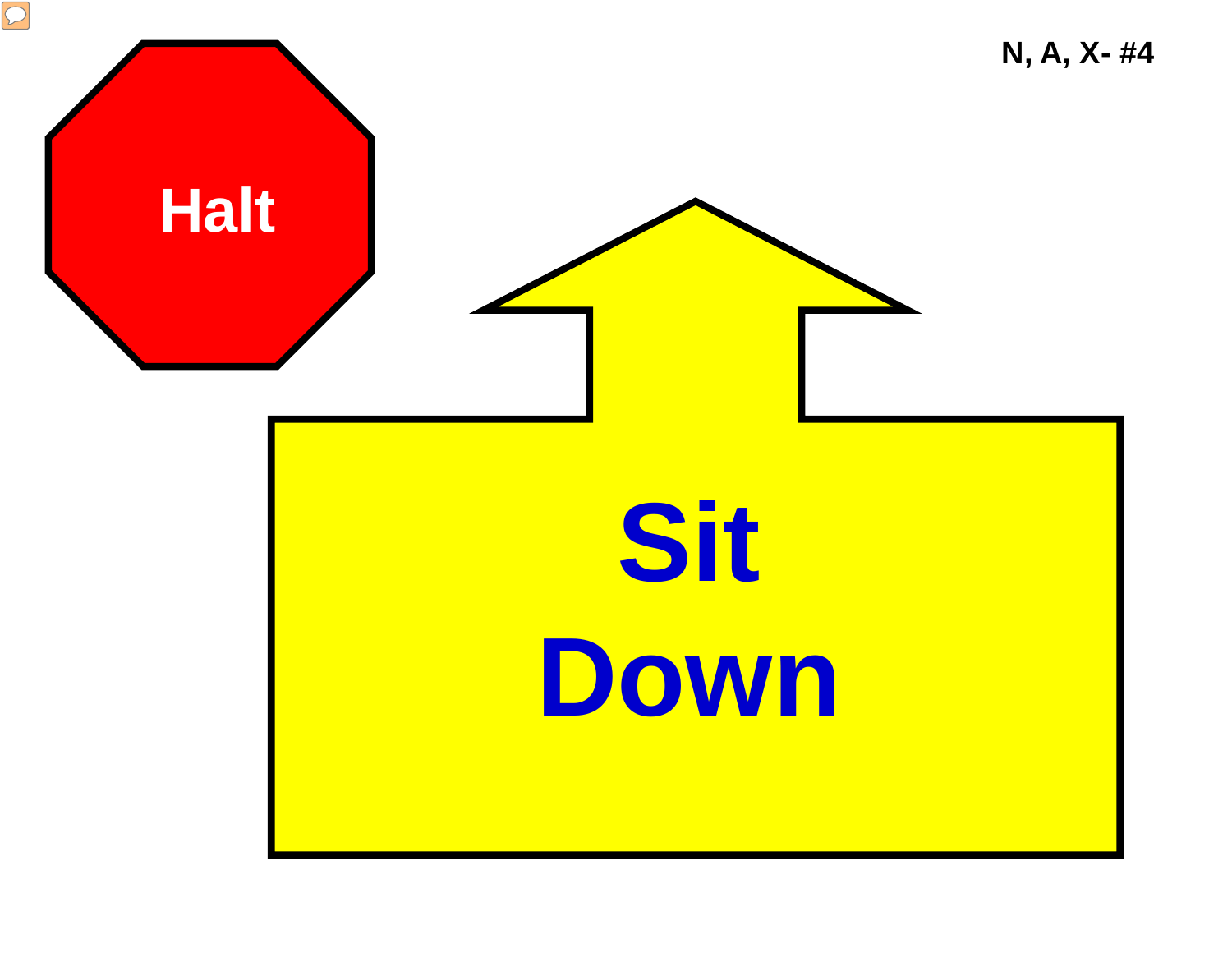N, A, X- #4

Halt

Sit Down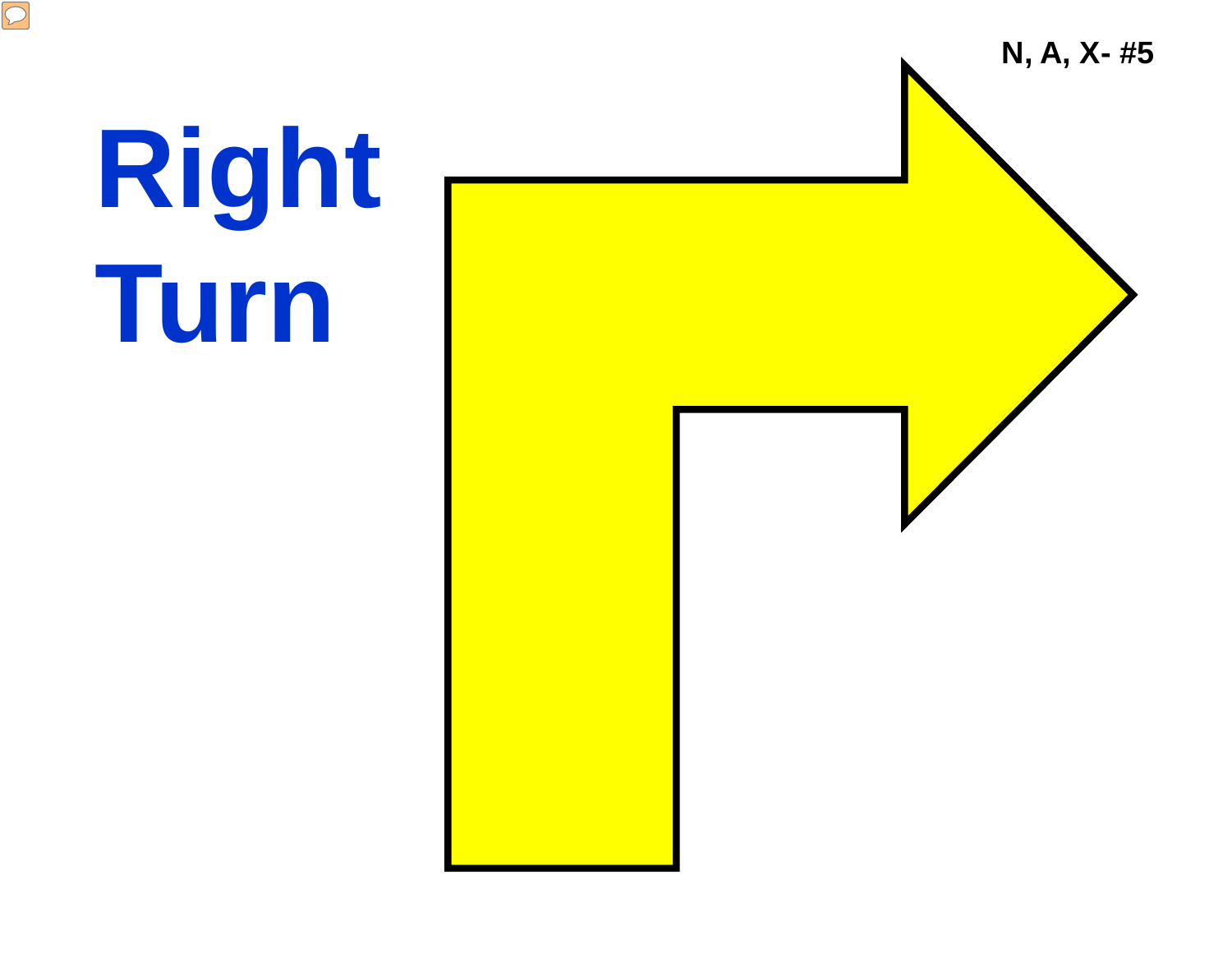N, A, X- #5

# Right Turn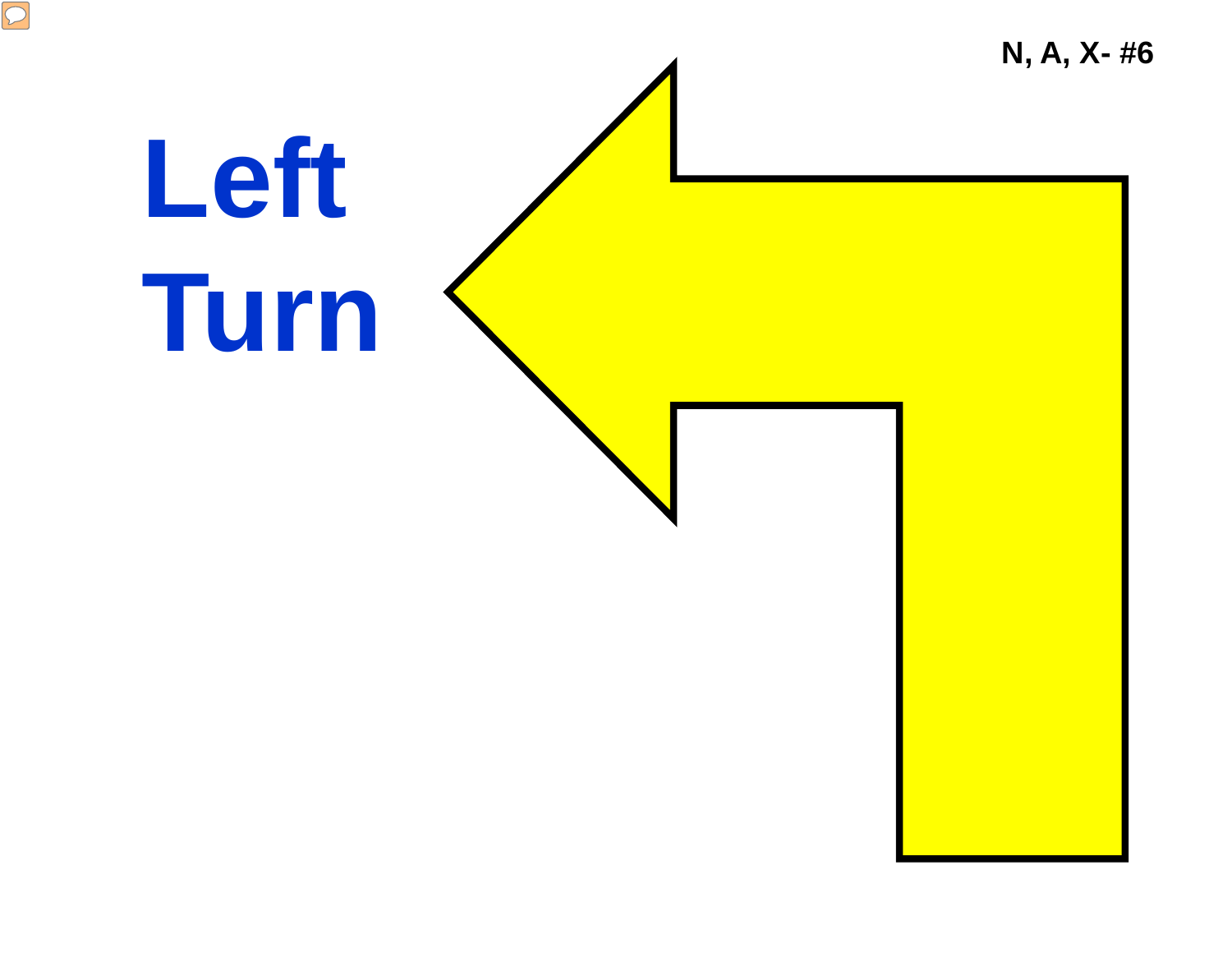N, A, X- #6

# Left Turn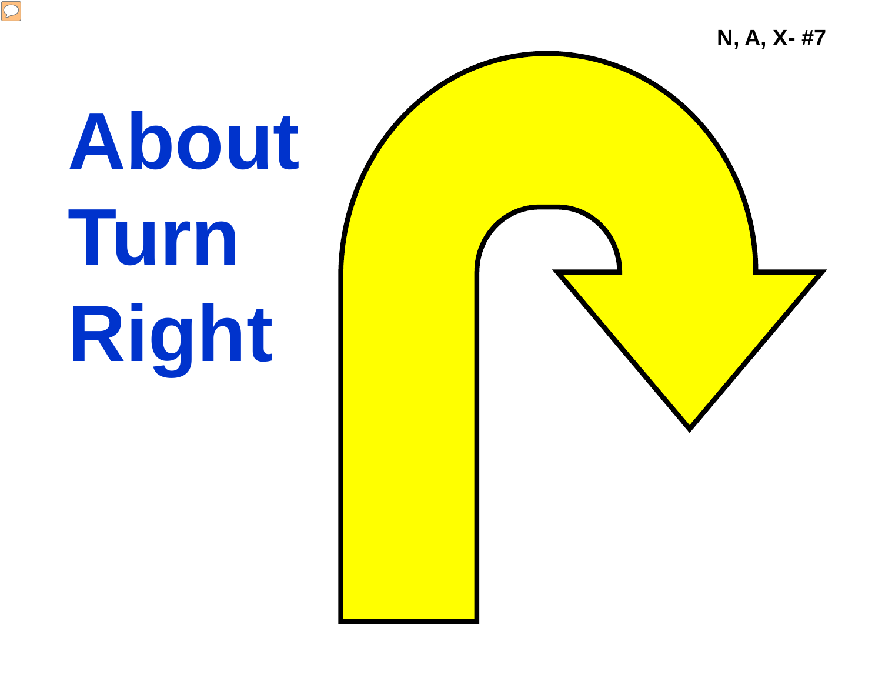N, A, X- #7

# About Turn Right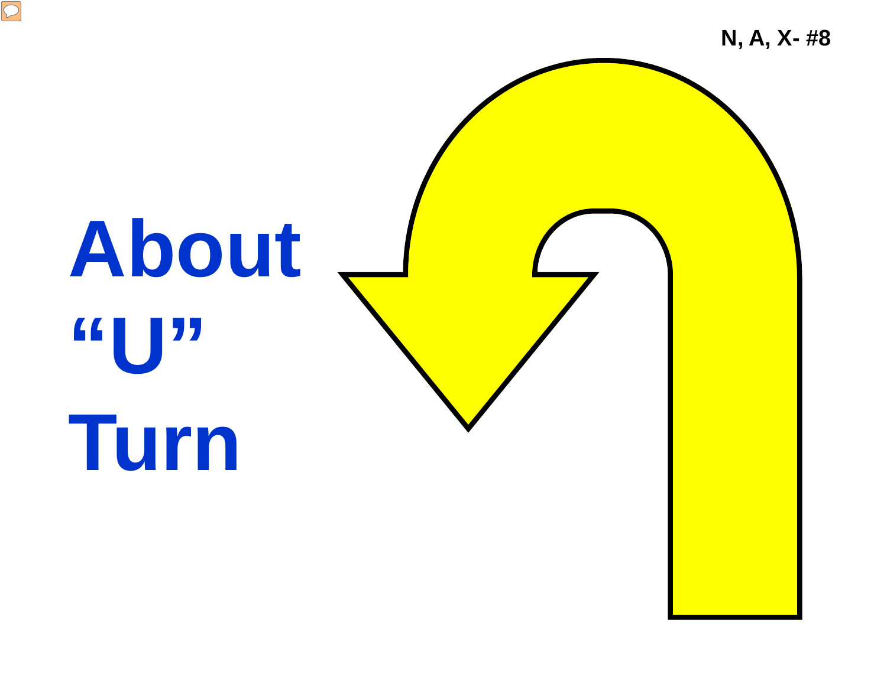N, A, X- #8

# About "U" Turn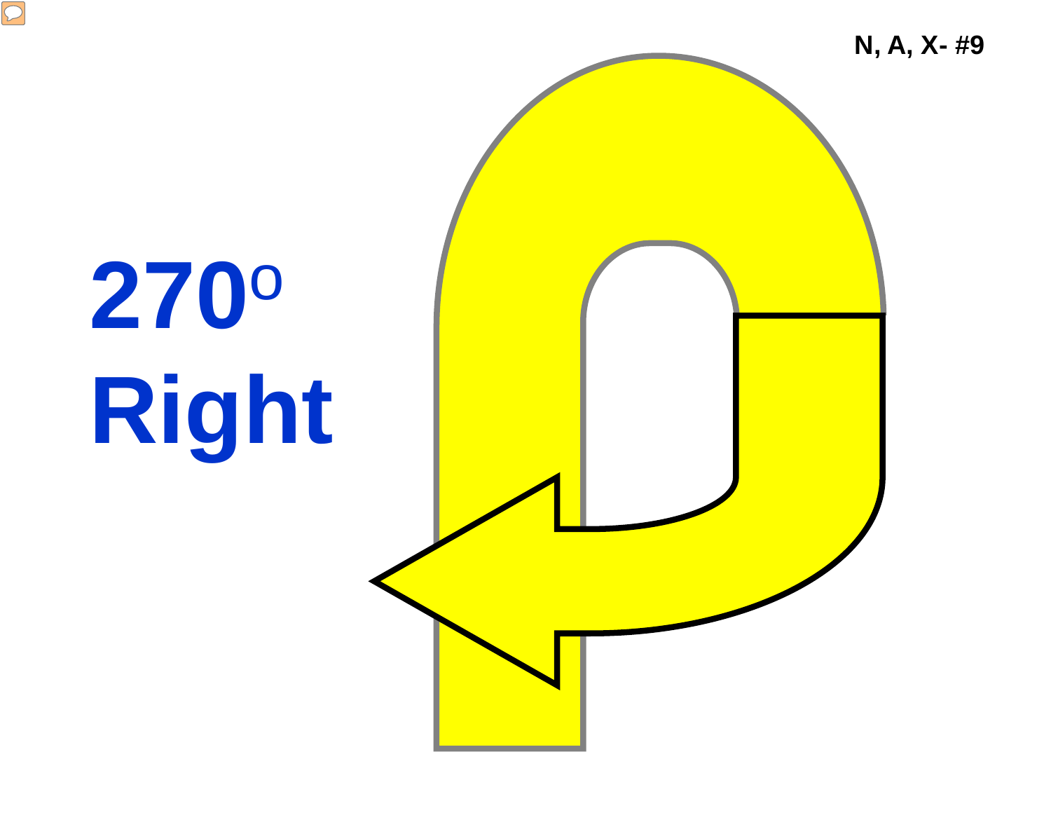N, A, X- #9

# $270^{o}$ Right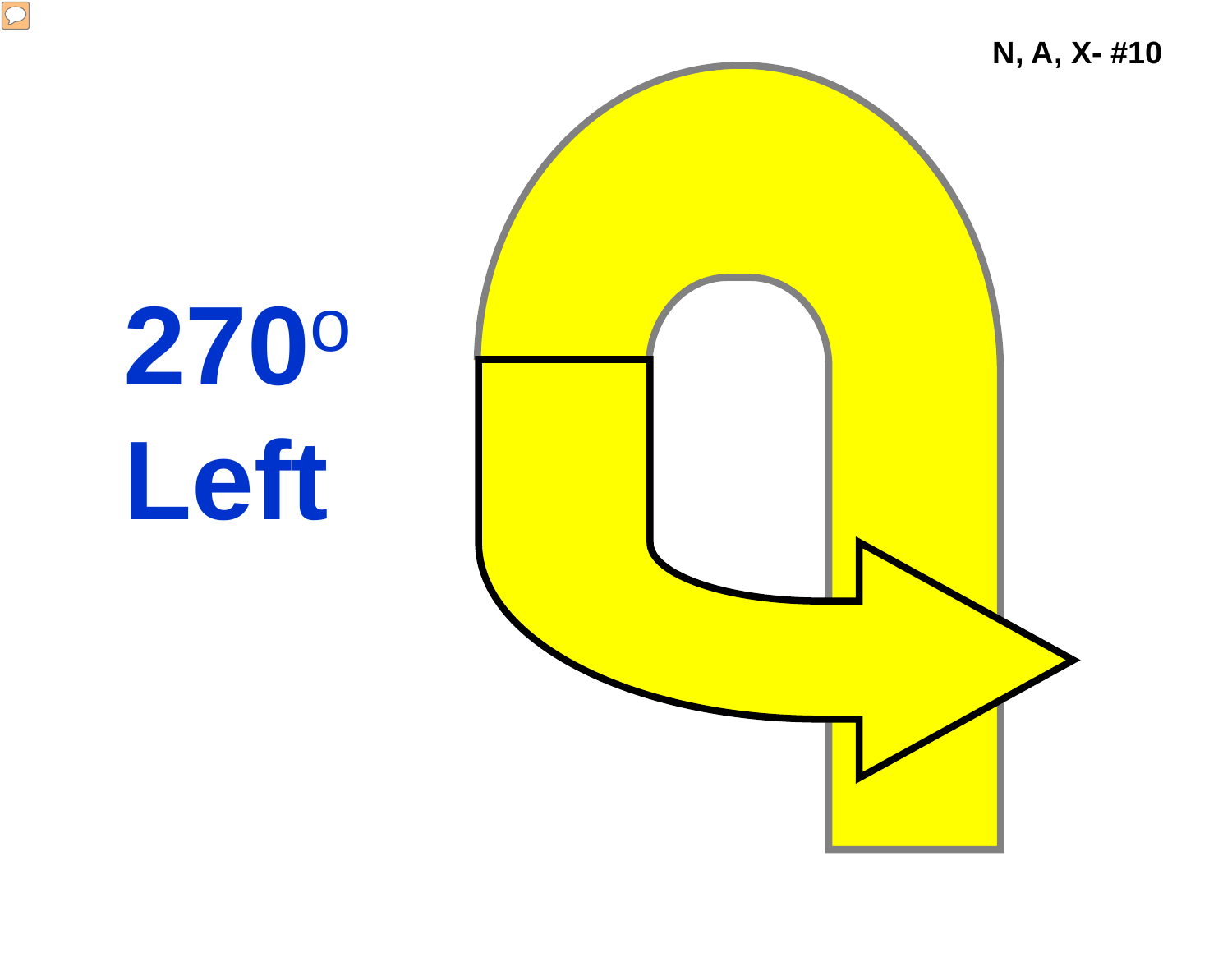N, A, X- #10

# $270^{o}$ Left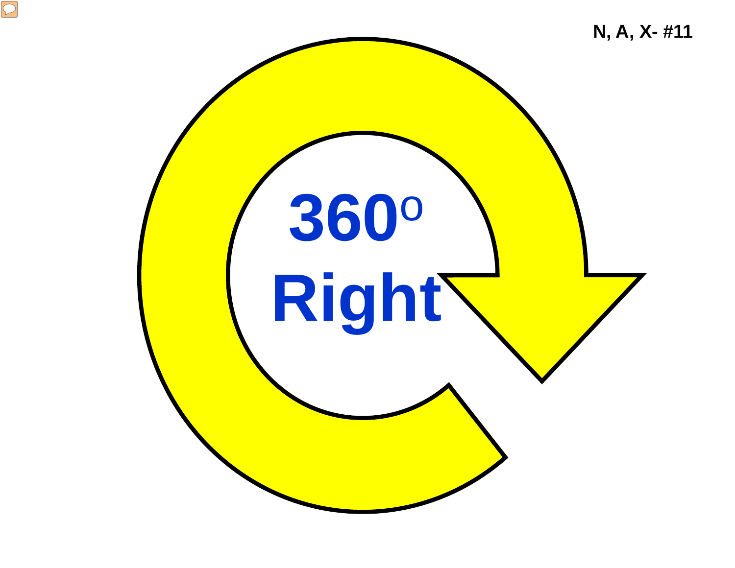N, A, X- #11

# $360^{o}$ Right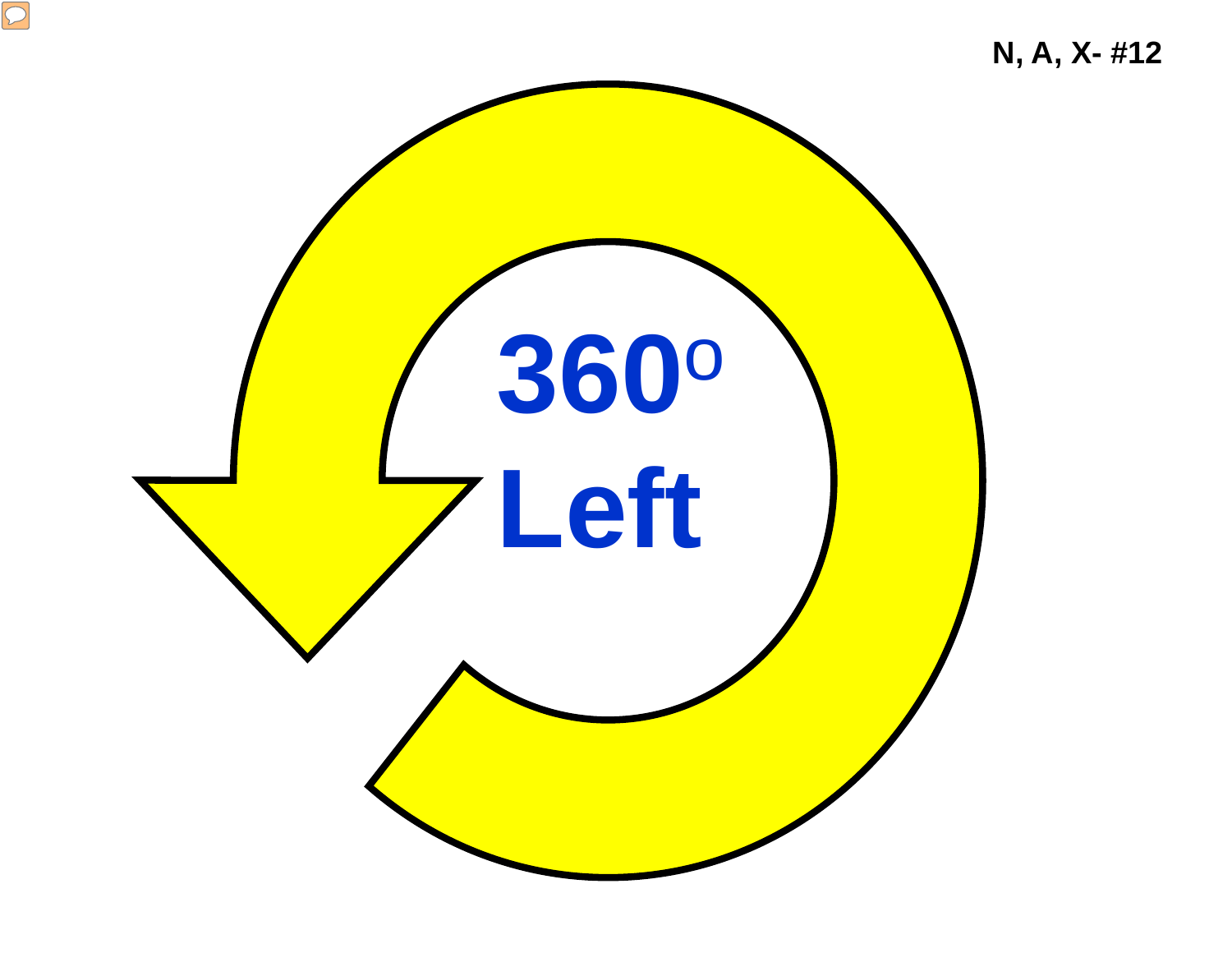N, A, X- #12

$360^{o}$

Left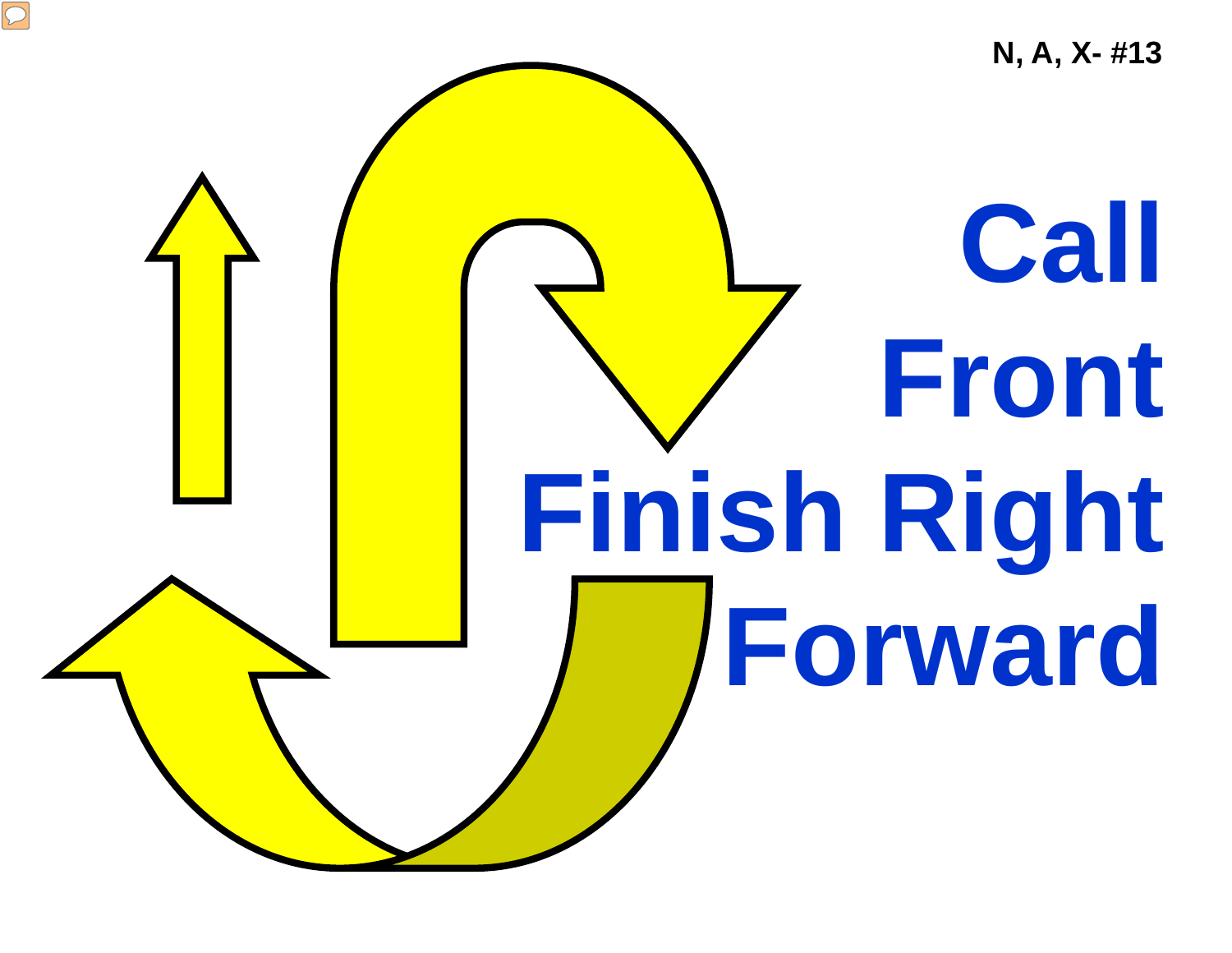N, A, X- #13

# Call Front Finish Right Forward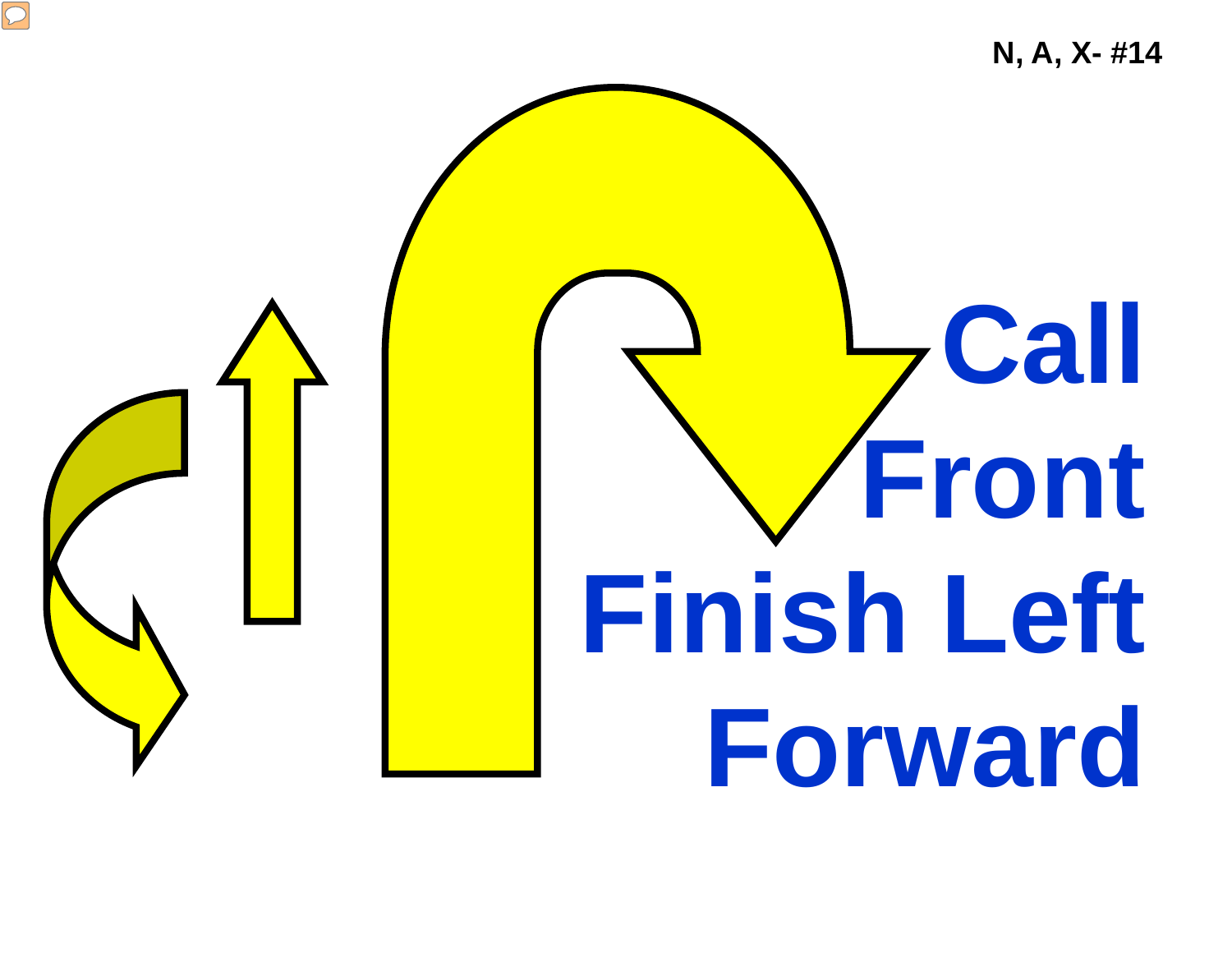N, A, X- #14

# Call Front Finish Left Forward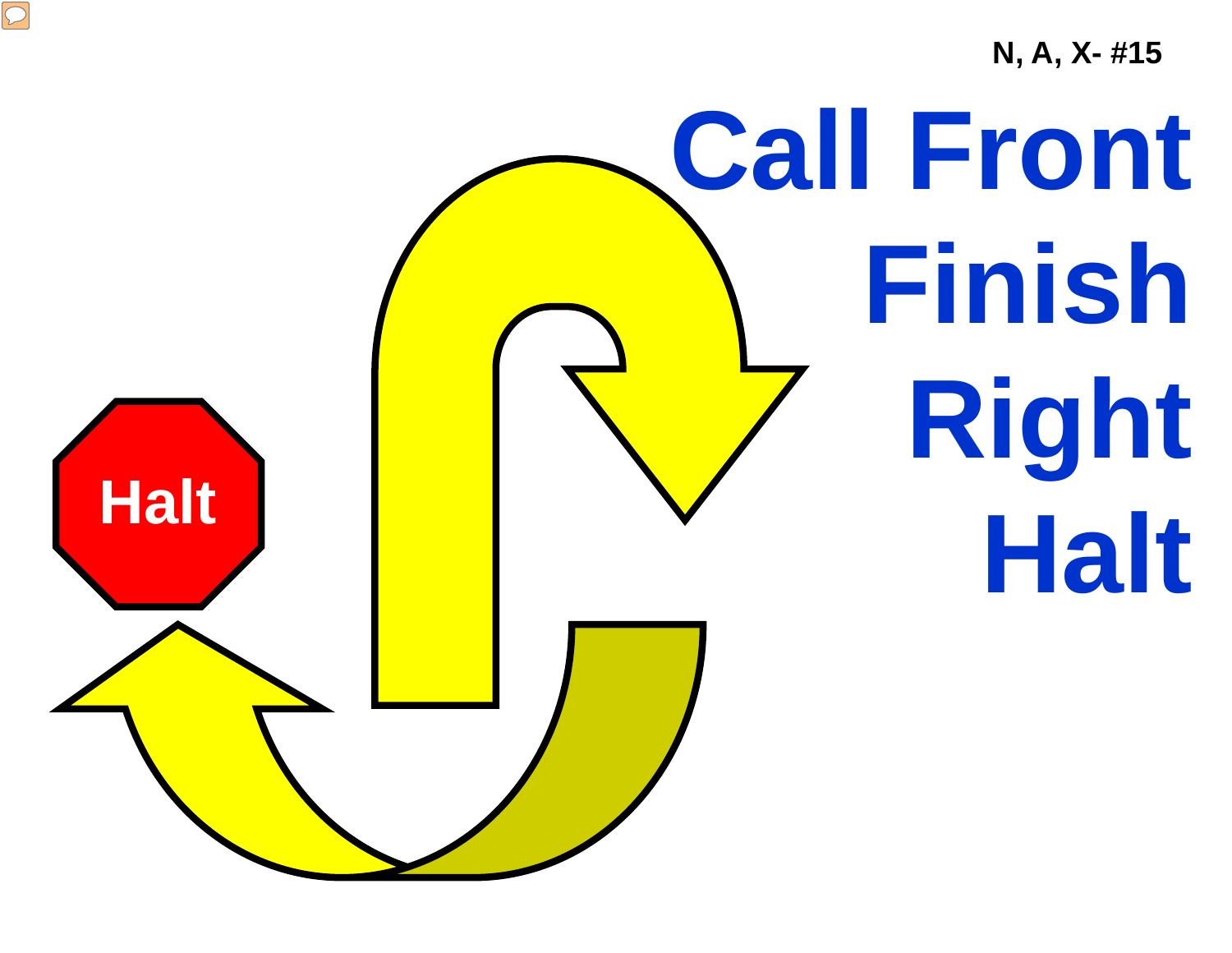N, A, X- #15

# Call Front Finish Right Halt

Halt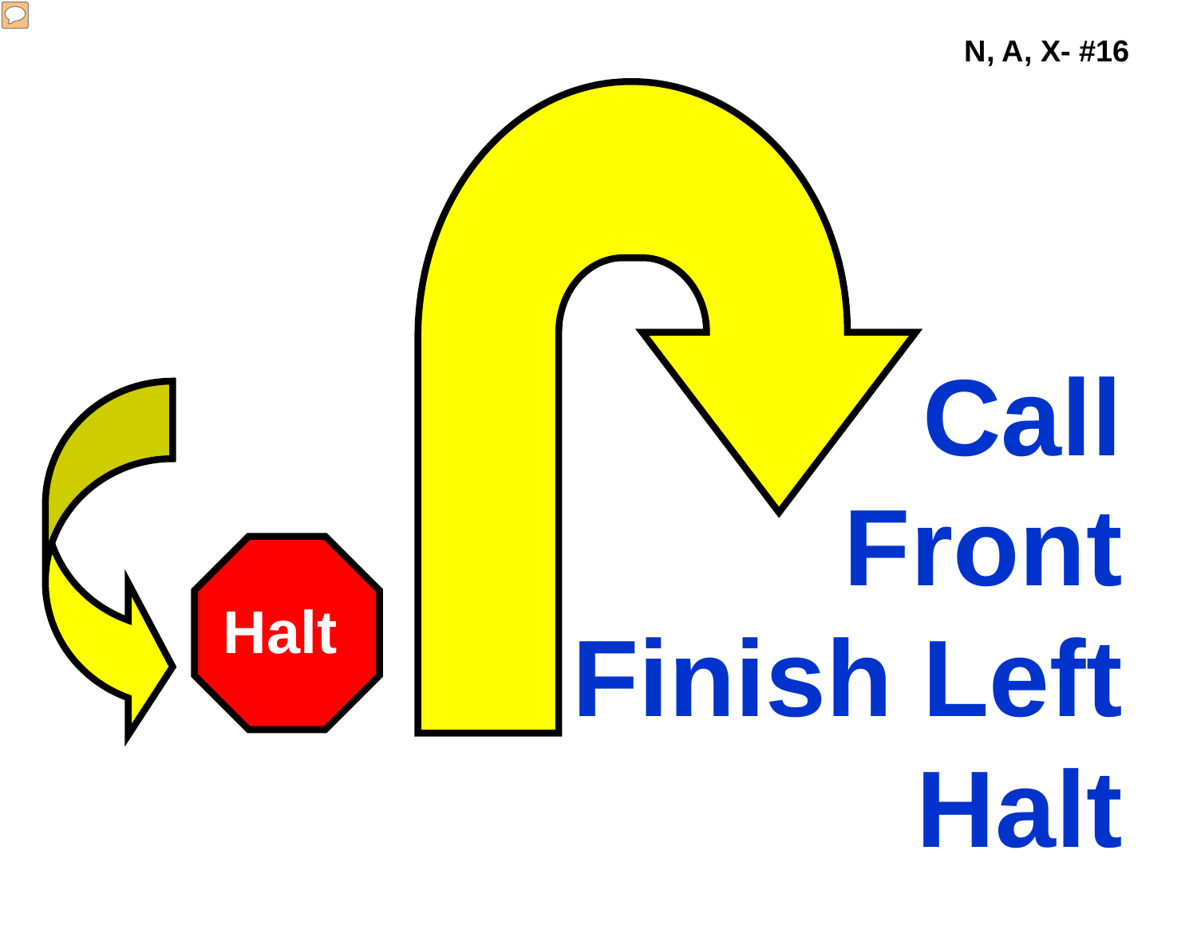N, A, X- #16

Halt

# Call
# Front
# Finish Left
# Halt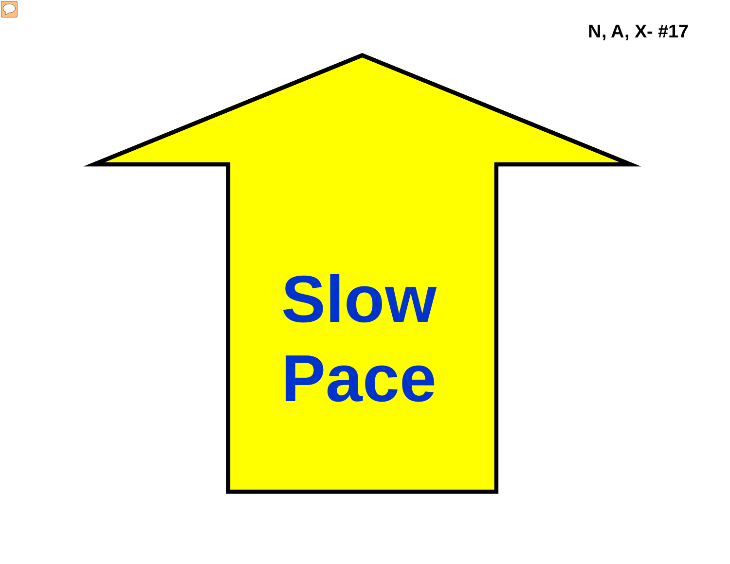N, A, X- #17

**Slow Pace**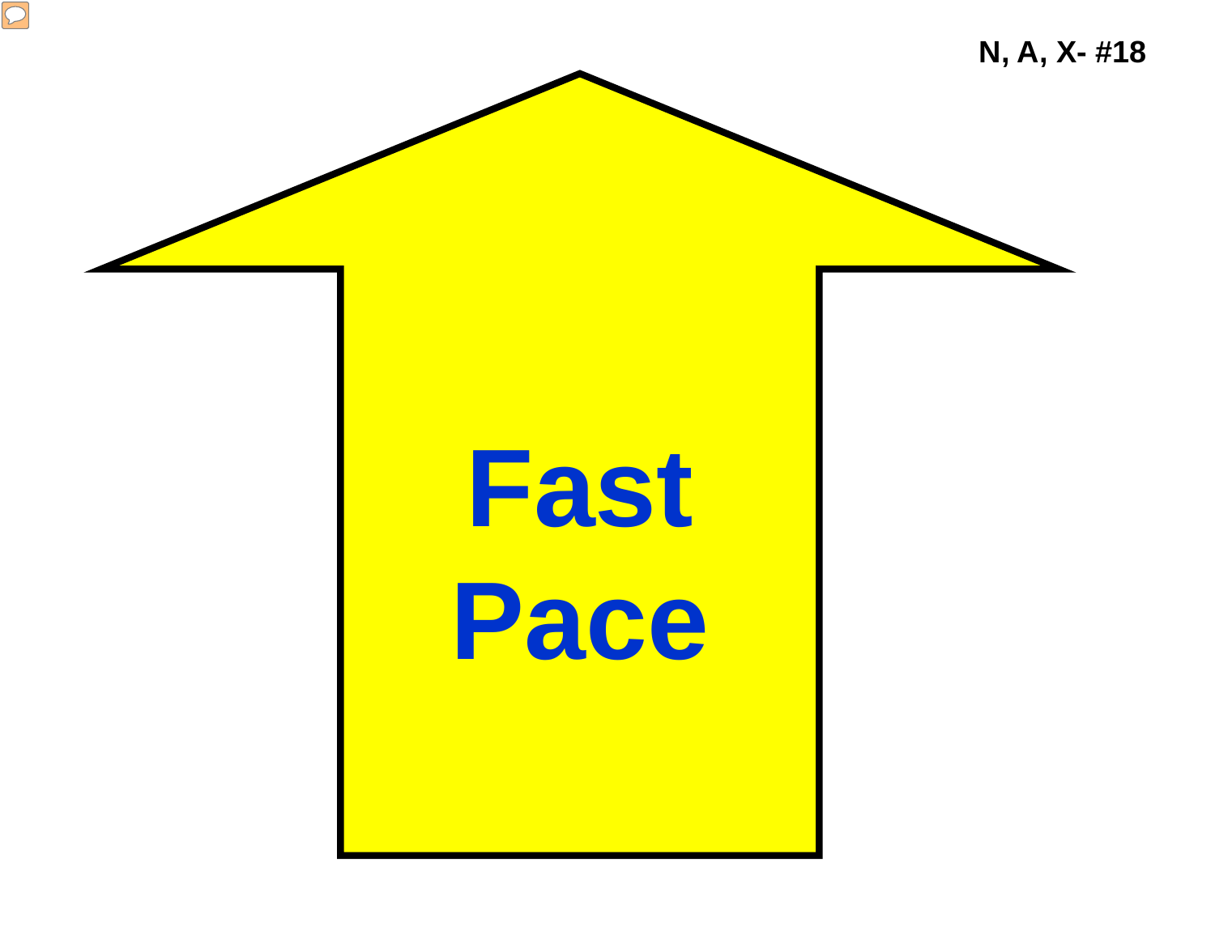N, A, X- #18

# Fast Pace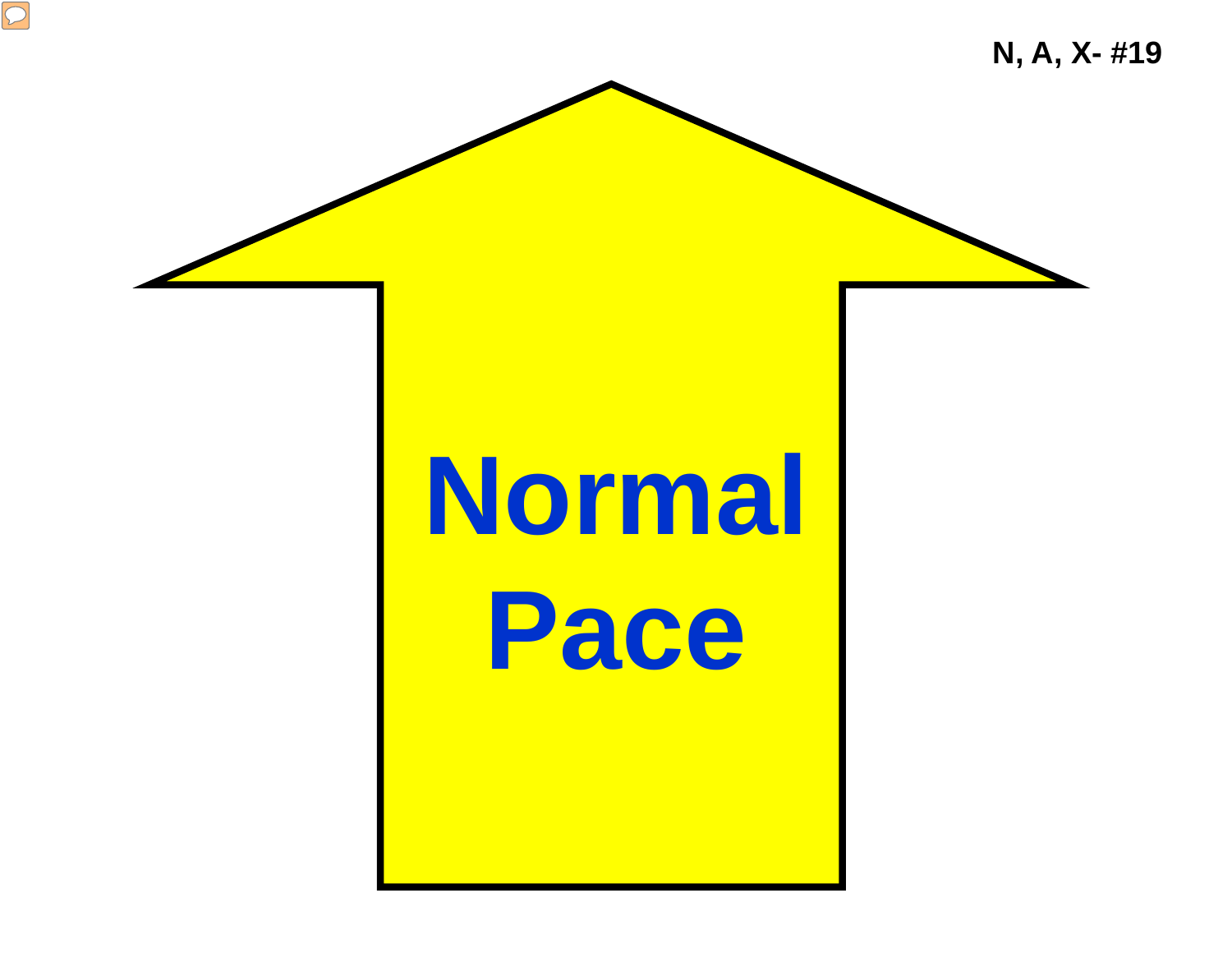N, A, X- #19

Normal Pace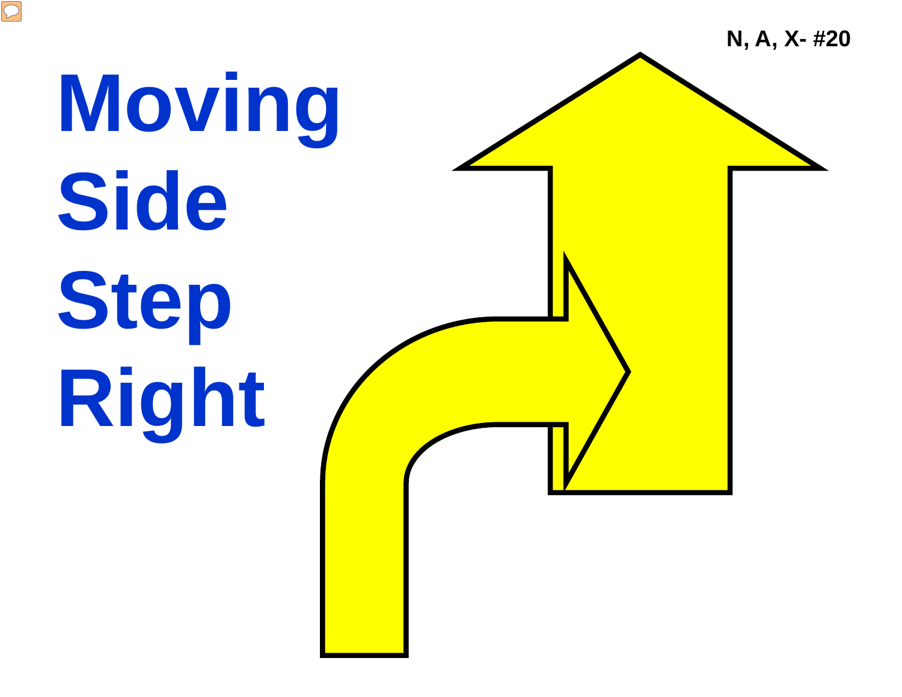N, A, X- #20

# Moving Side Step Right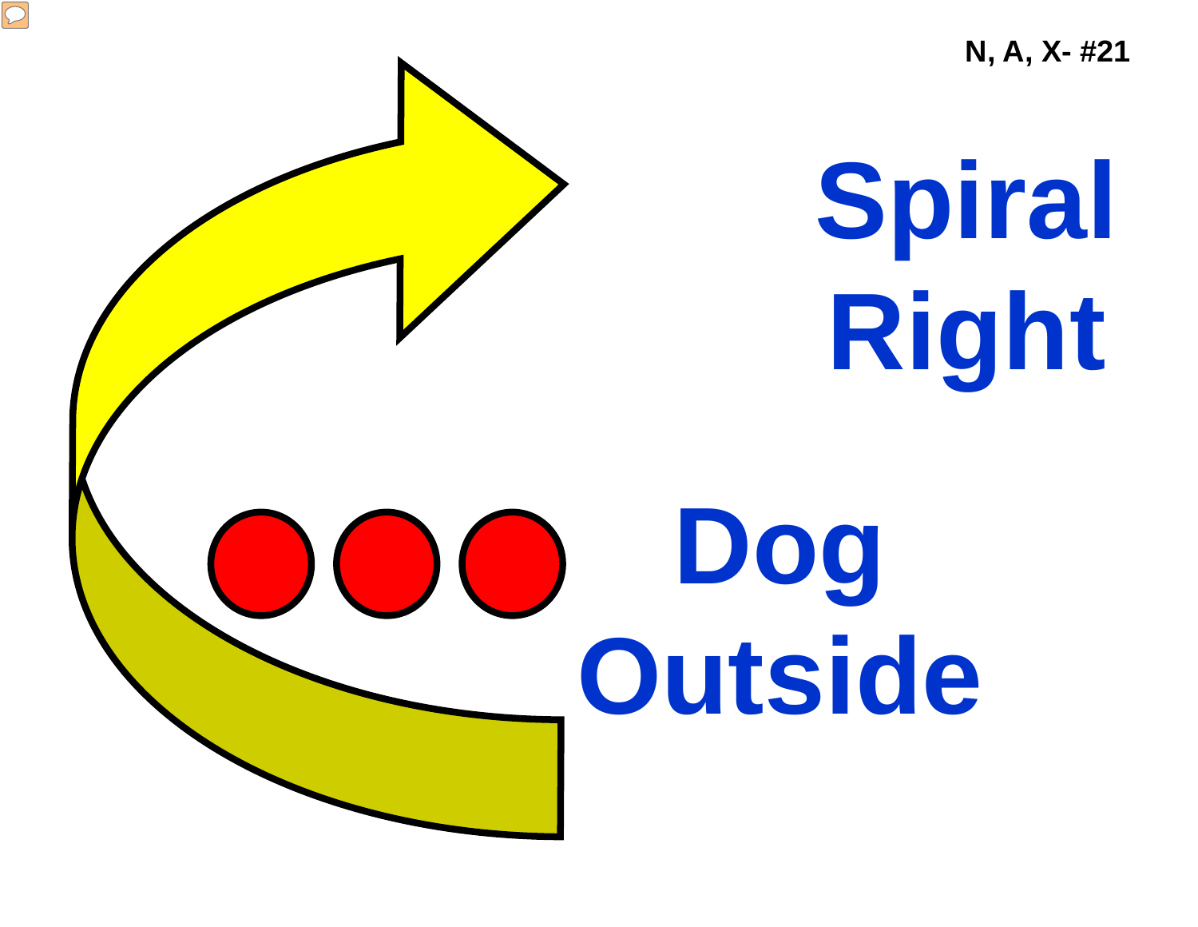N, A, X- #21

# Spiral Right

# Dog Outside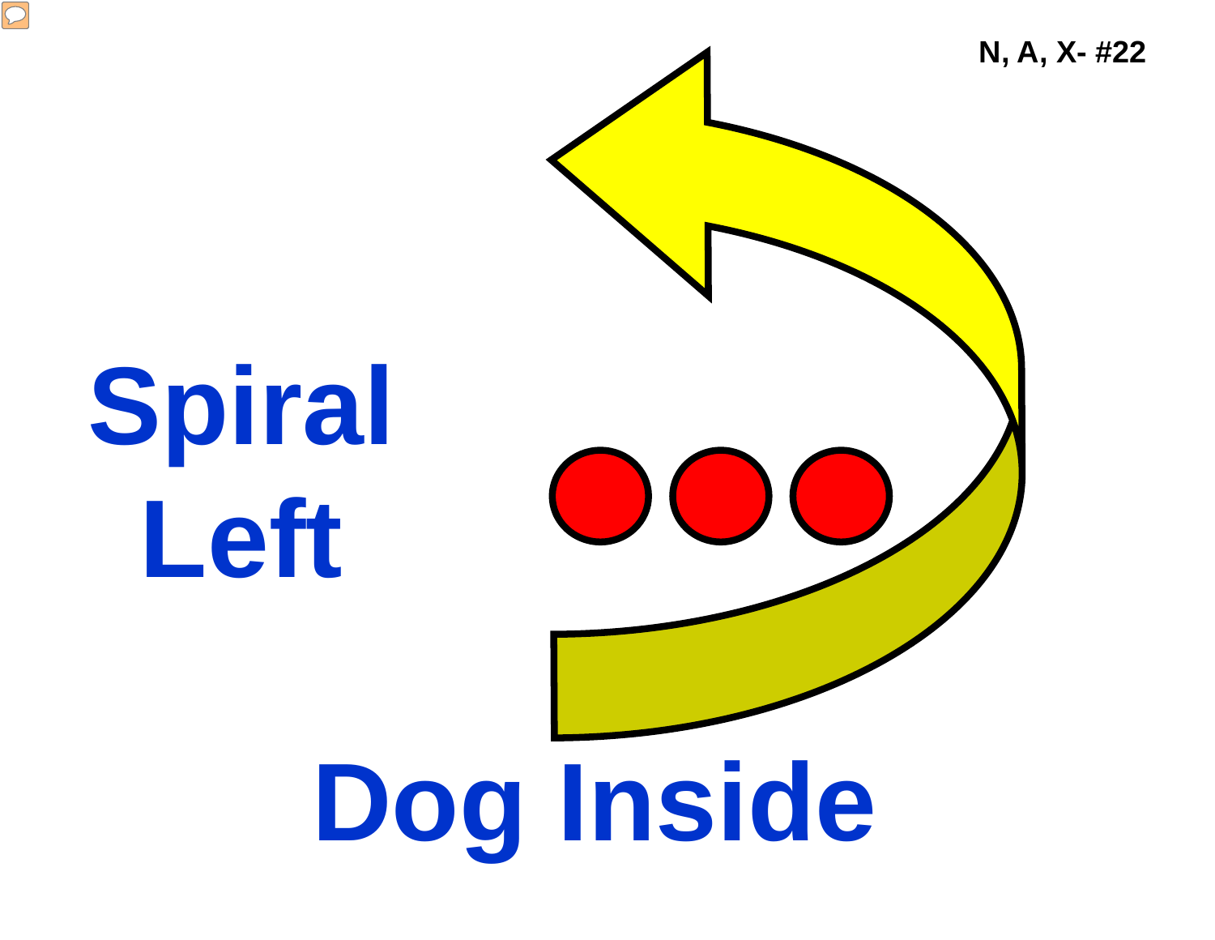N, A, X- #22

# Spiral Left

# Dog Inside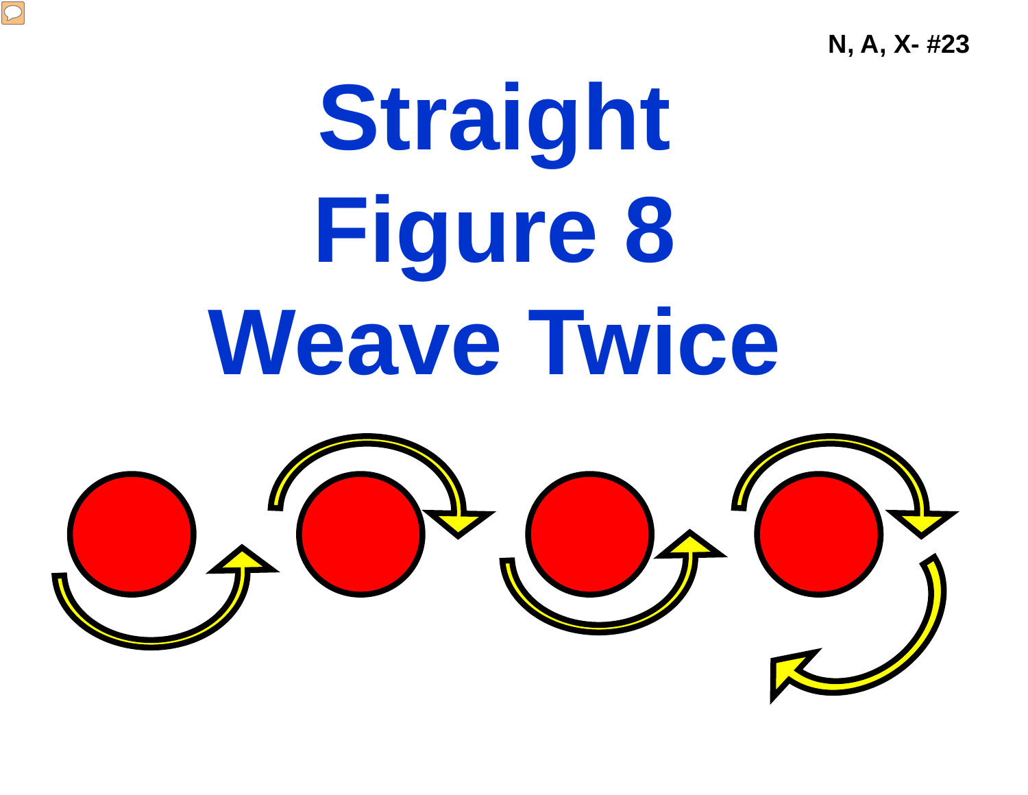N, A, X- #23

# Straight Figure 8 Weave Twice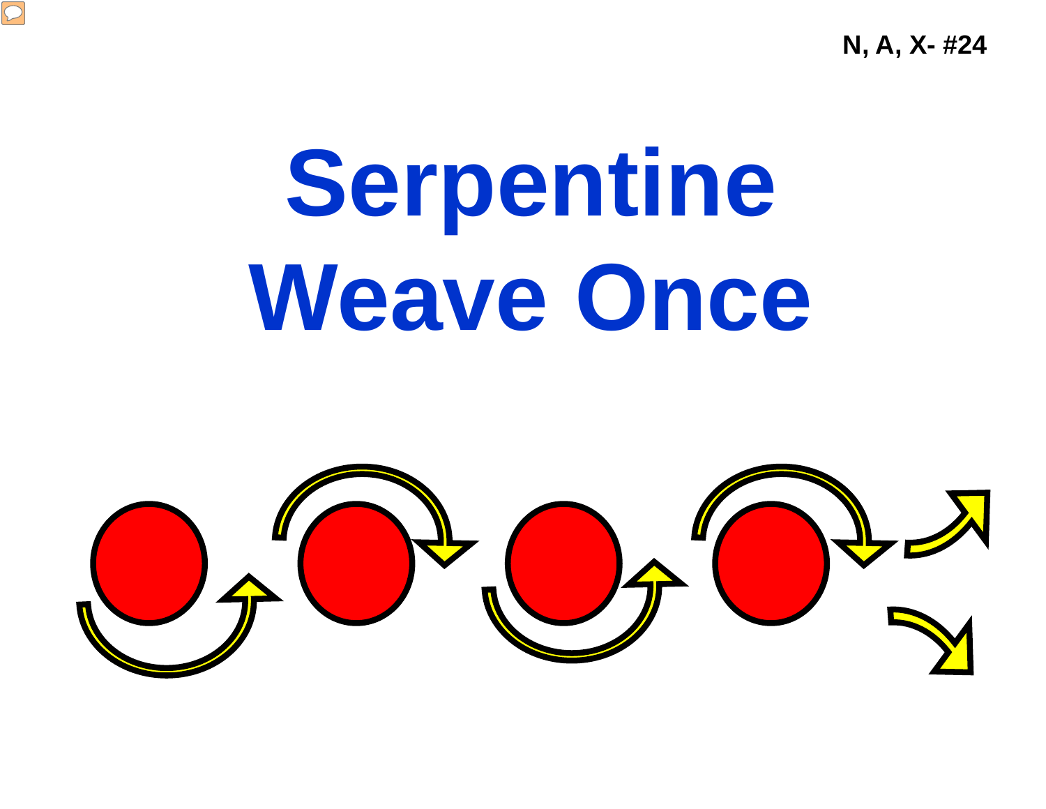N, A, X- #24

# Serpentine Weave Once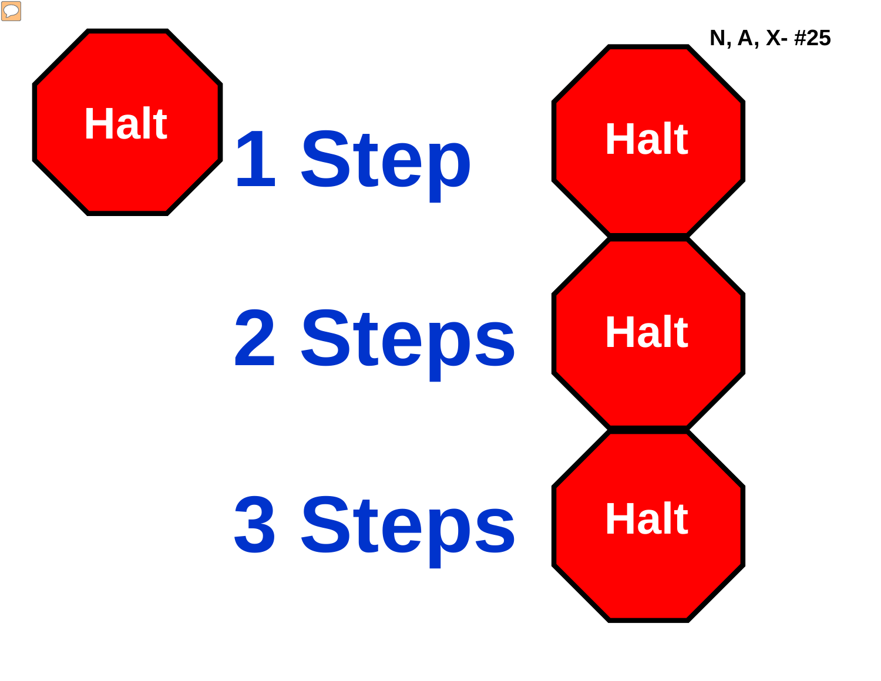N, A, X- #25

Halt

# 1 Step

Halt

# 2 Steps

Halt

# 3 Steps

Halt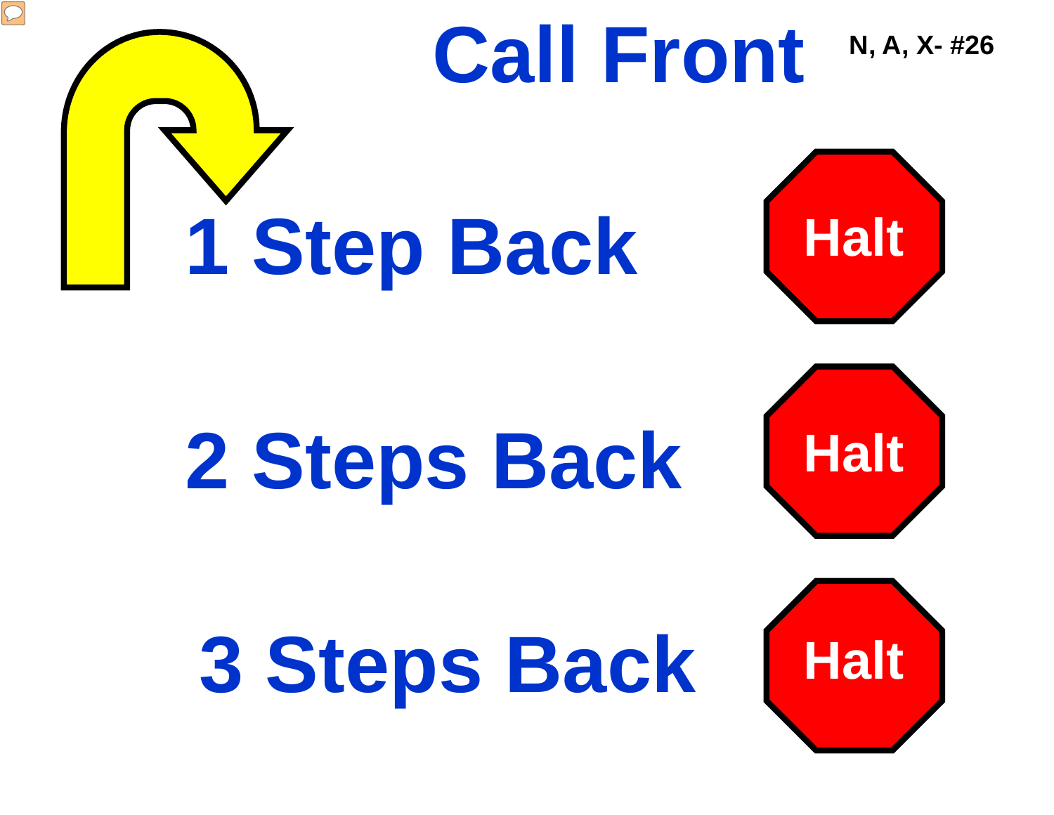# Call Front

N, A, X- #26

1 Step Back — Halt

2 Steps Back — Halt

3 Steps Back — Halt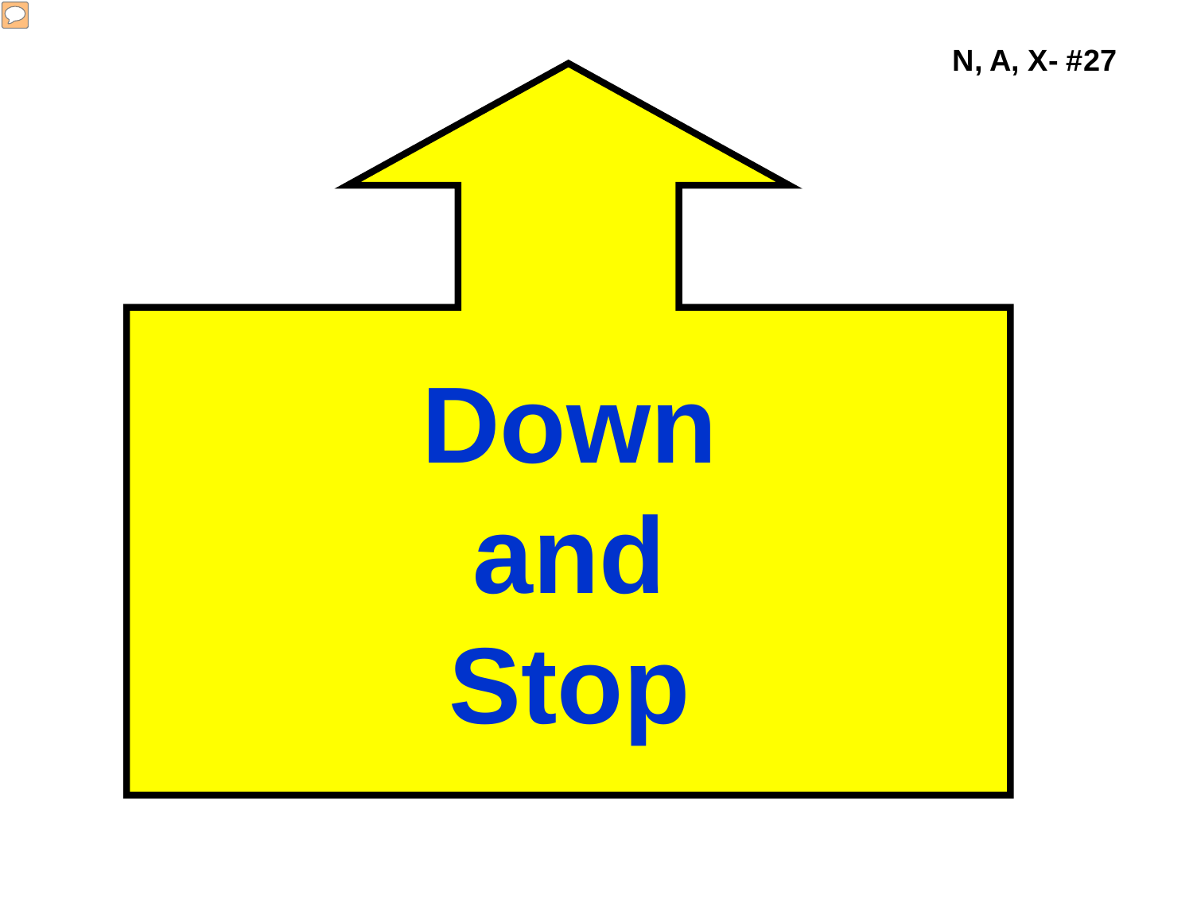N, A, X- #27

Down

and

Stop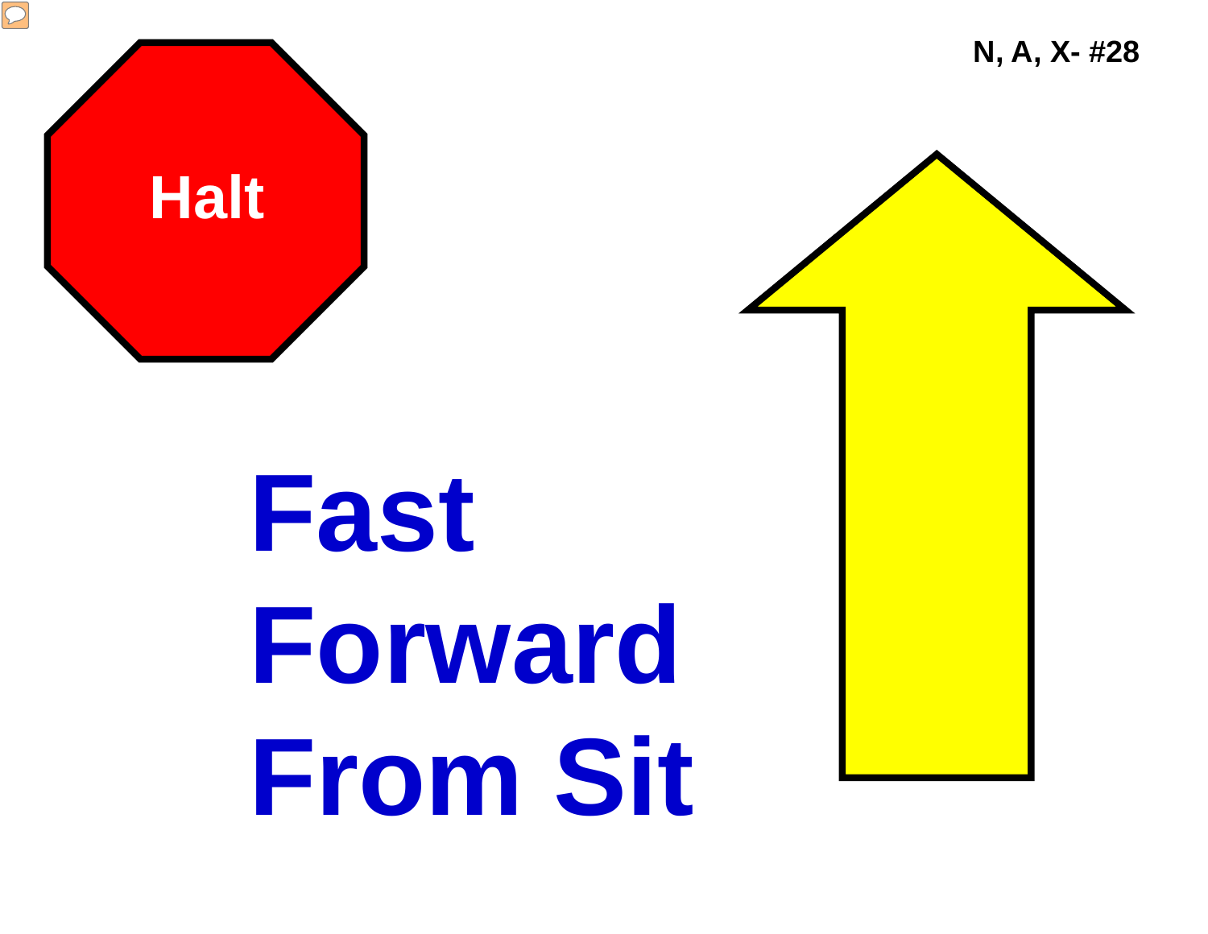N, A, X- #28

Halt

# Fast Forward From Sit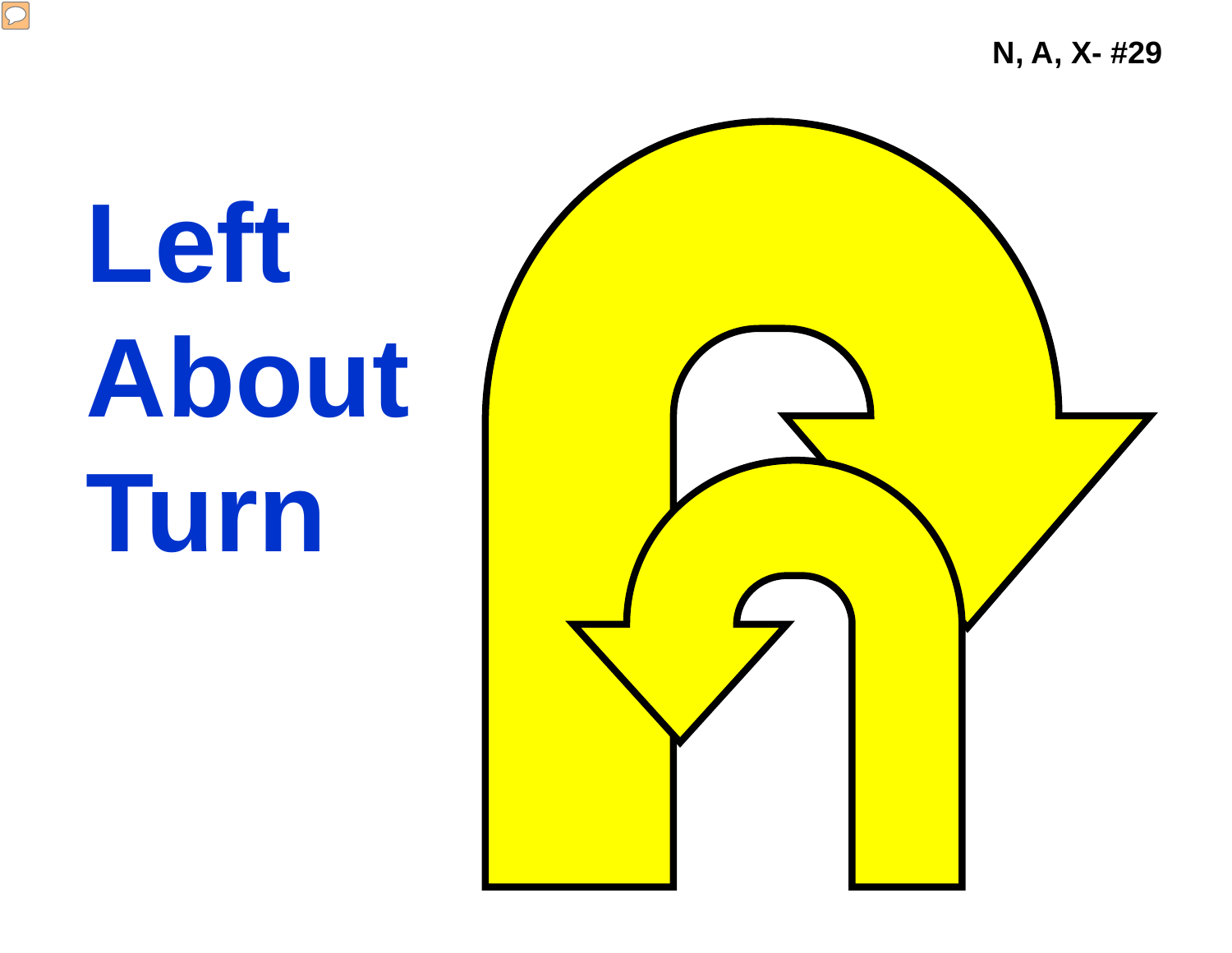N, A, X- #29

# Left About Turn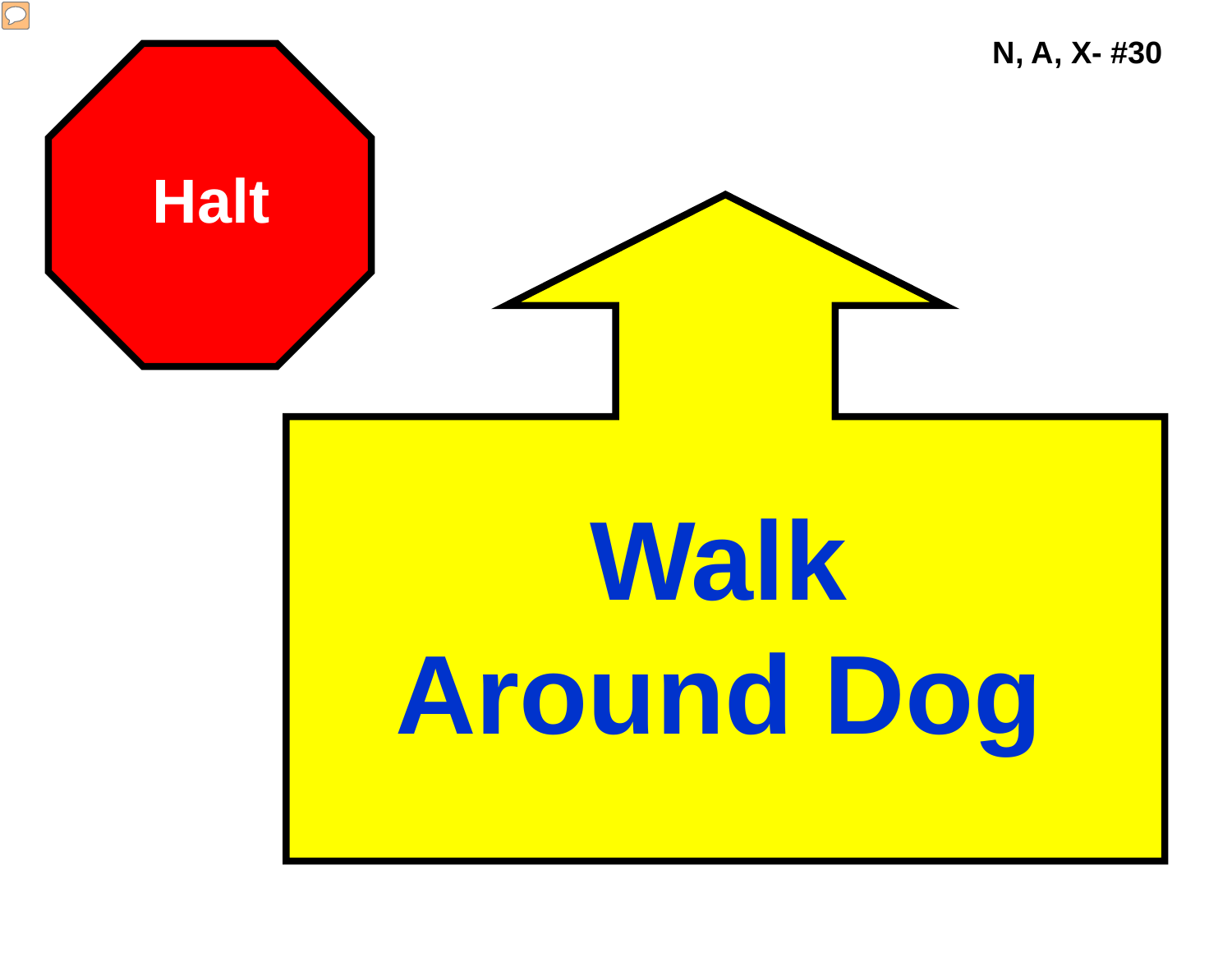N, A, X- #30

Halt

Walk Around Dog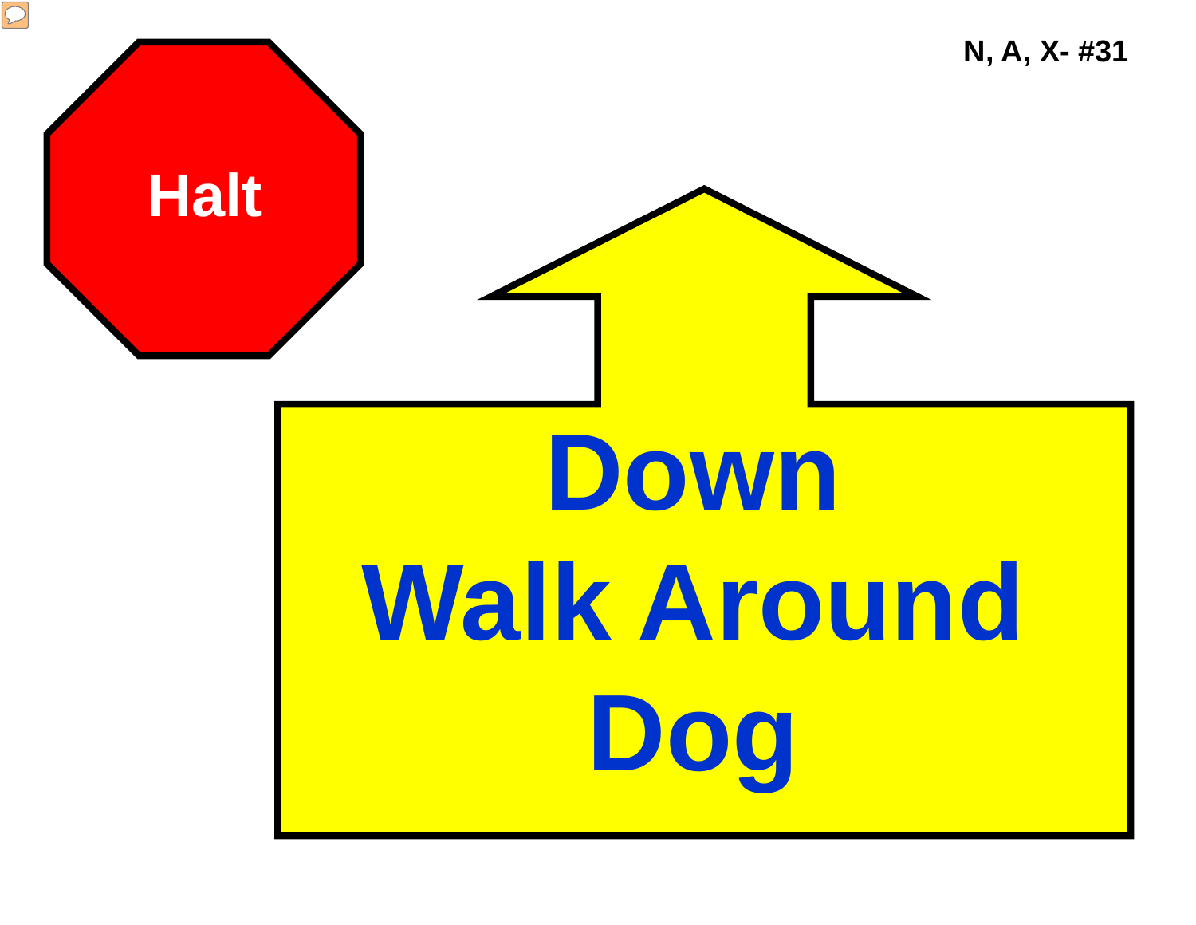N, A, X- #31

**Halt**

# Down
# Walk Around
# Dog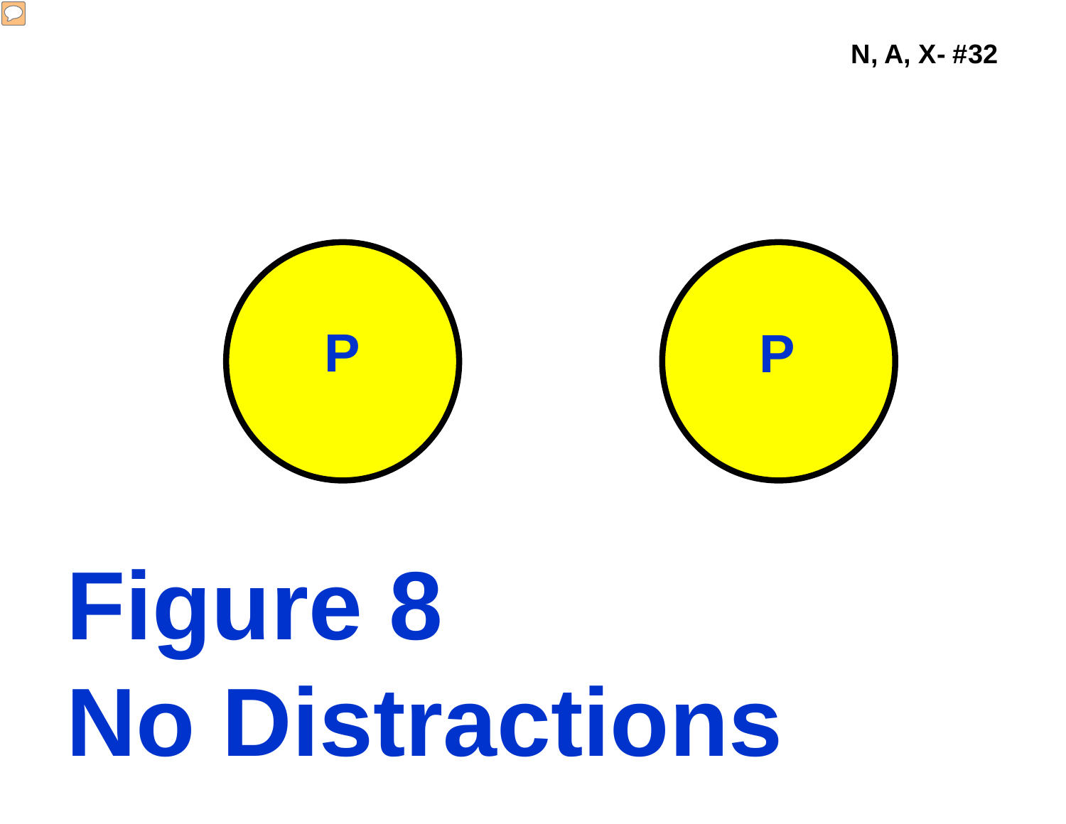N, A, X- #32

P

P

# Figure 8
# No Distractions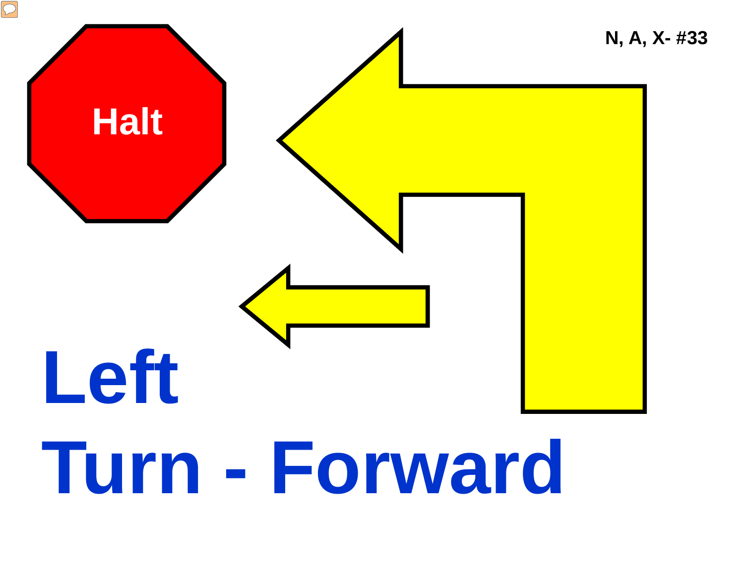N, A, X- #33

Halt

# Left
# Turn - Forward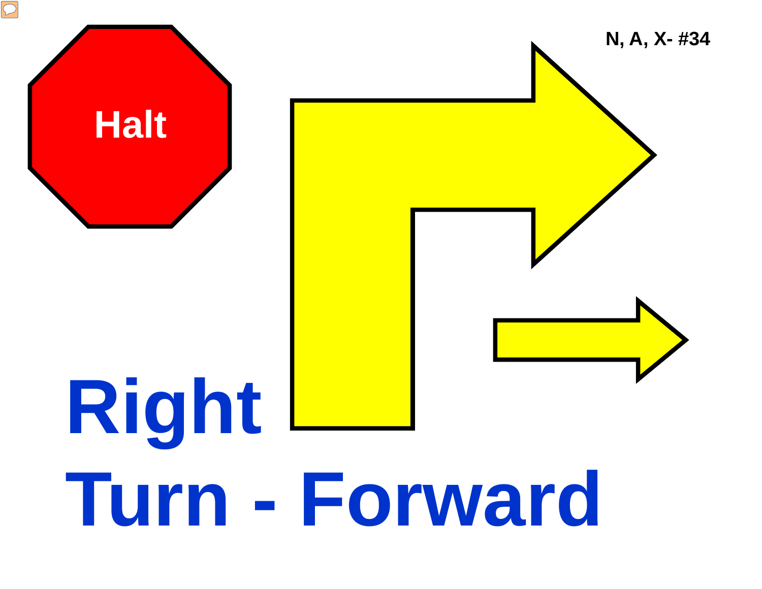N, A, X- #34

Halt

# Right Turn - Forward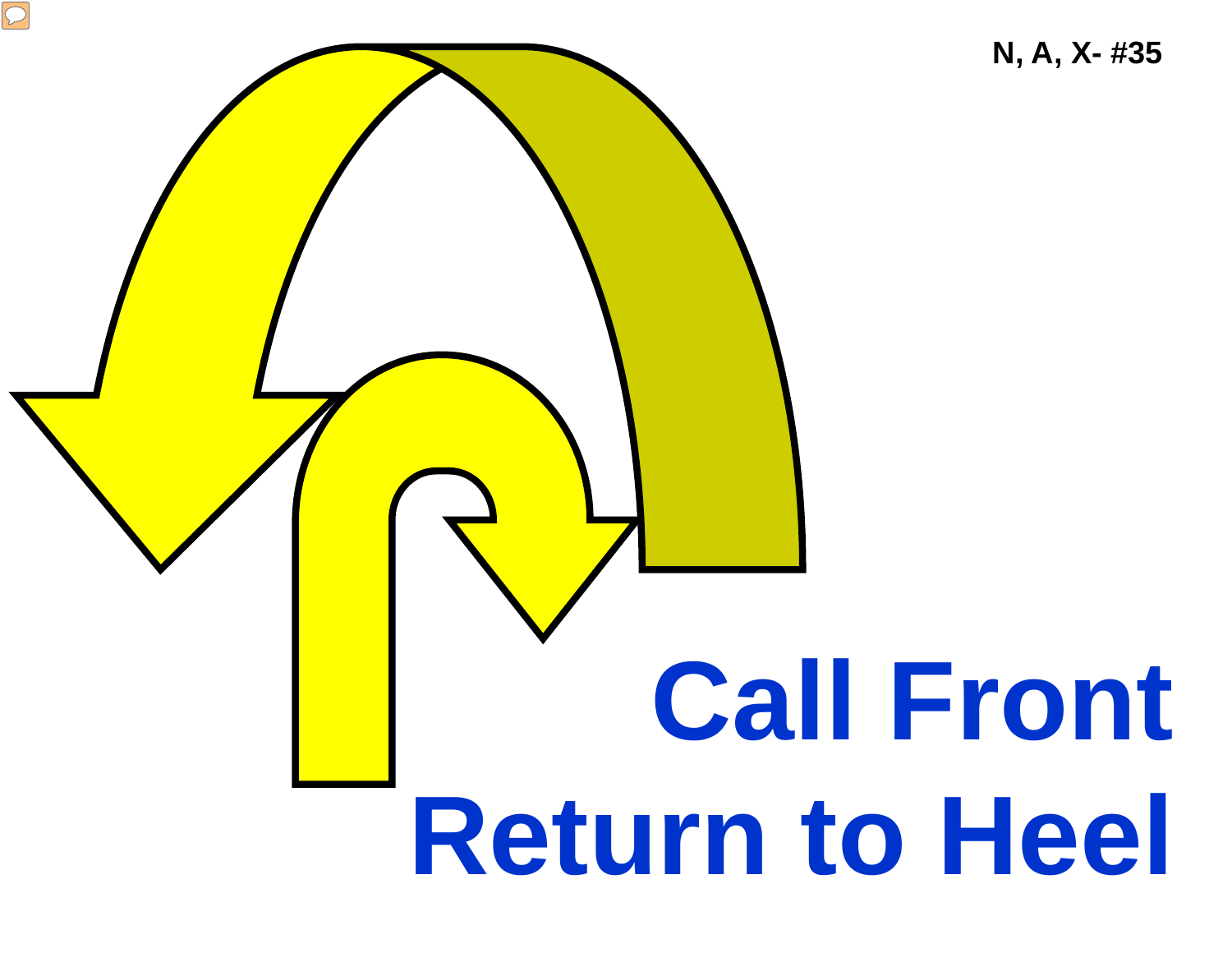N, A, X- #35

# Call Front Return to Heel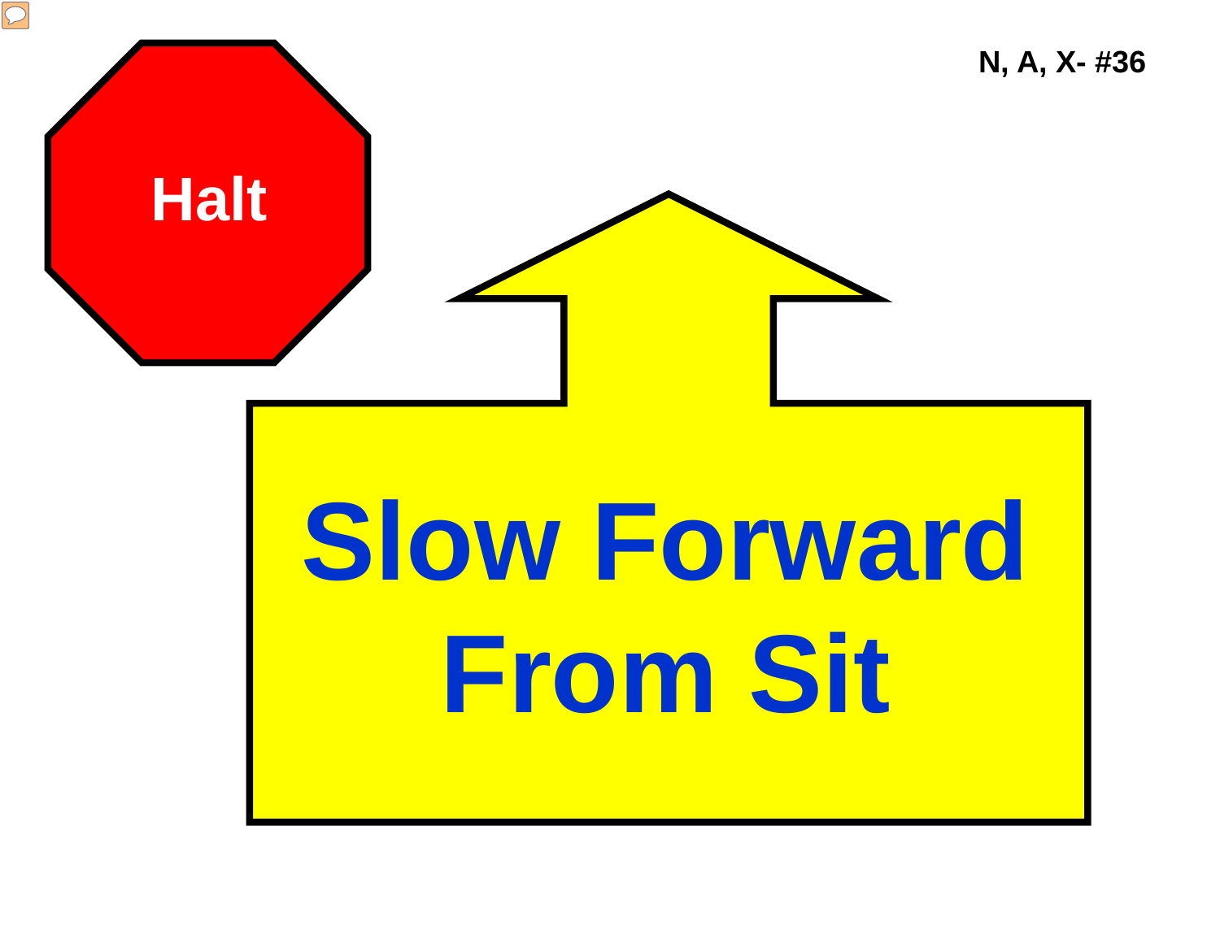N, A, X- #36

Halt

# Slow Forward From Sit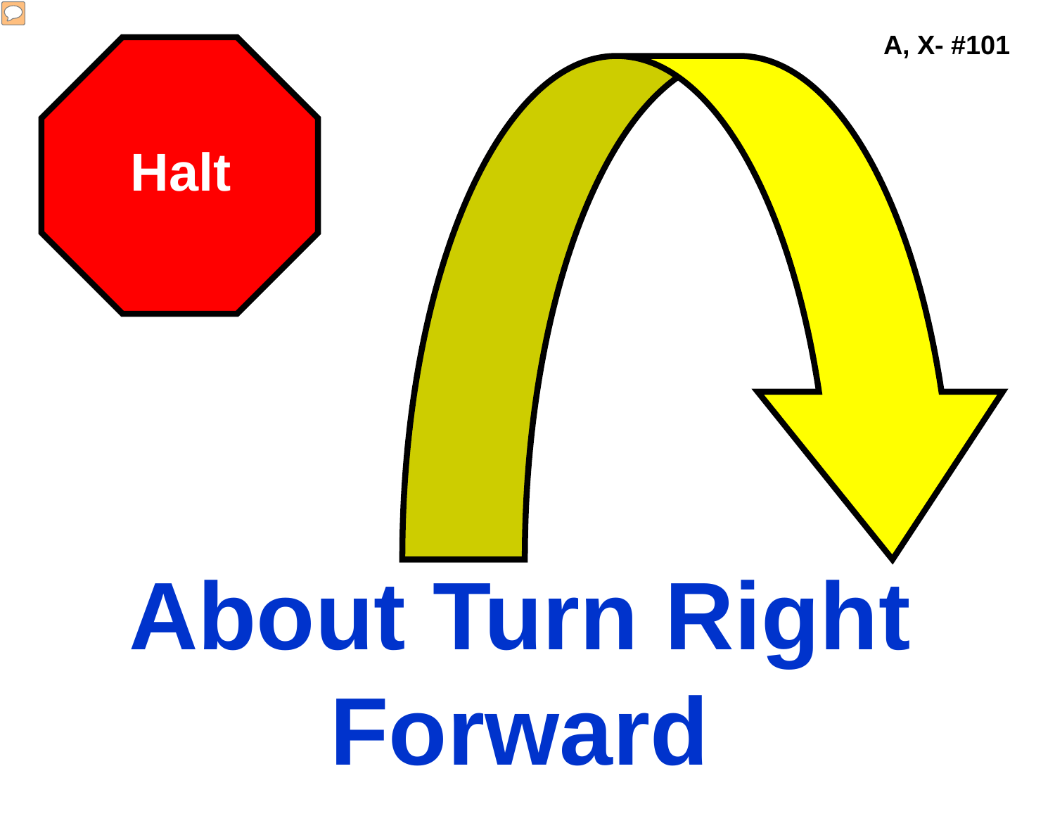A, X- #101

Halt

# About Turn Right Forward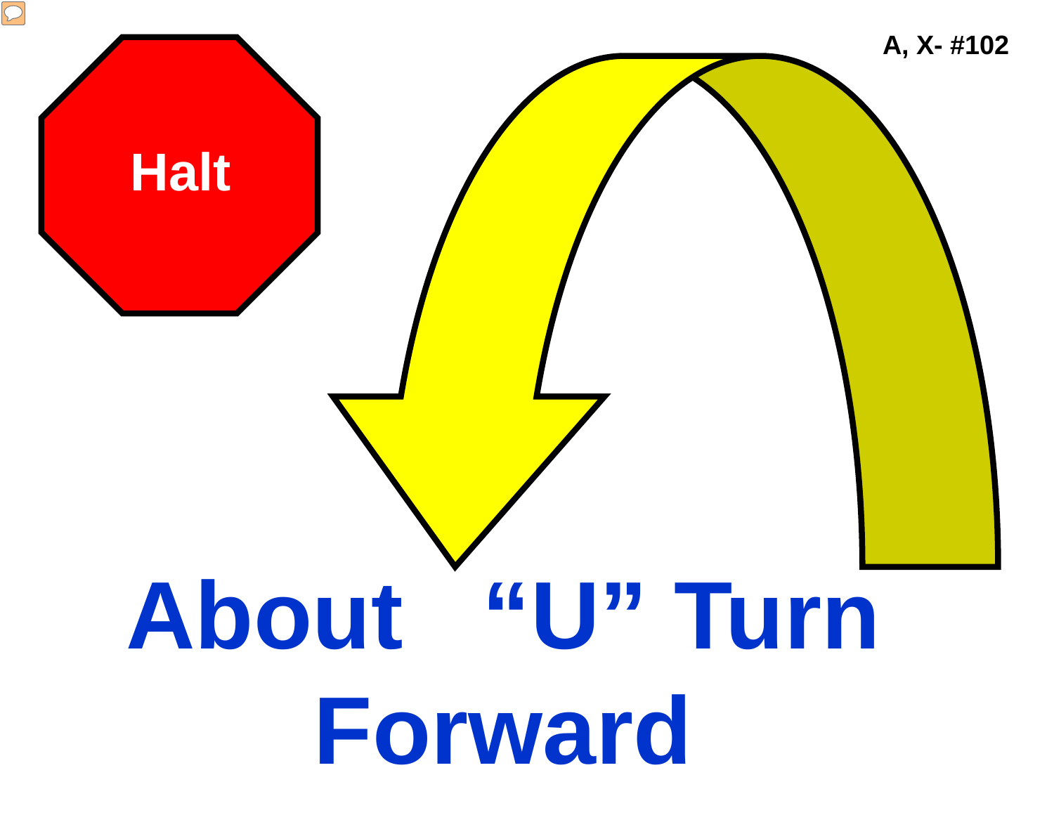A, X- #102

Halt

# About "U" Turn Forward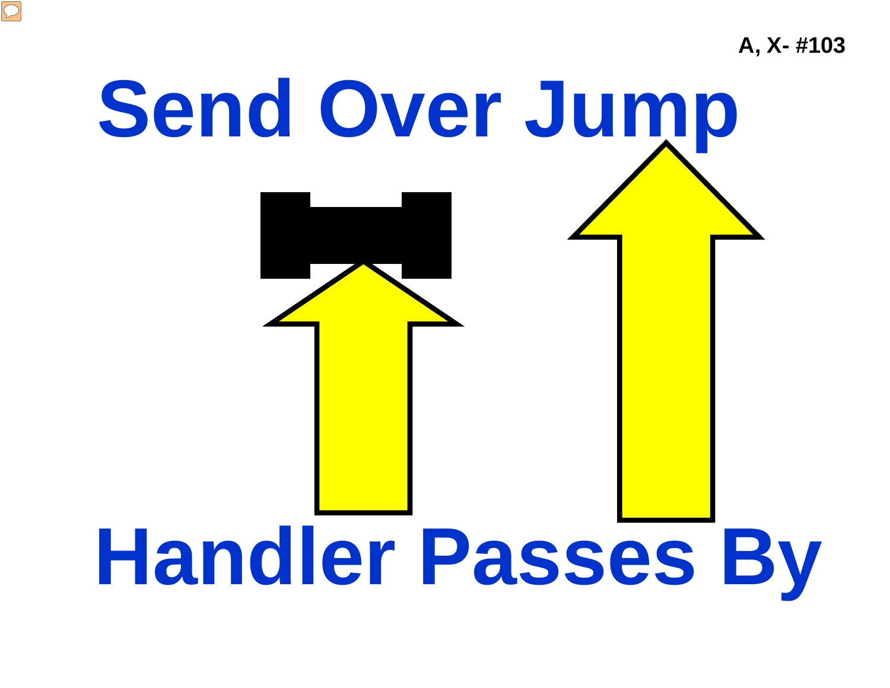A, X- #103

# Send Over Jump

# Handler Passes By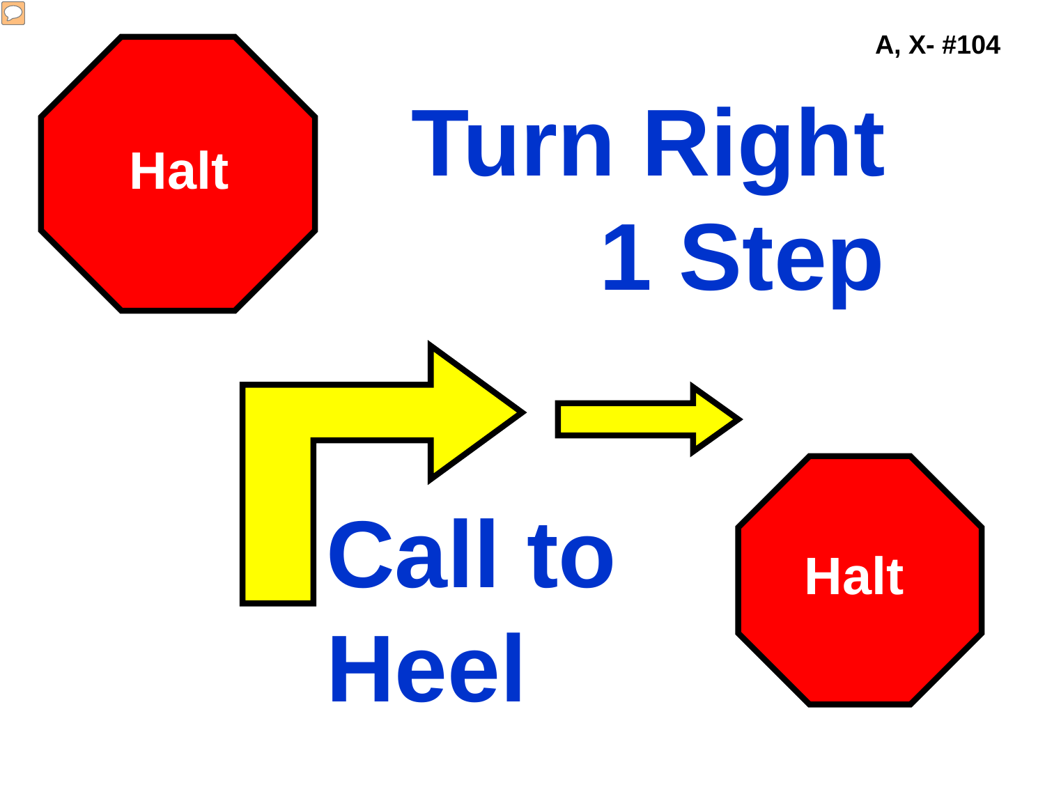A, X- #104

Halt

# Turn Right 1 Step

# Call to Heel

Halt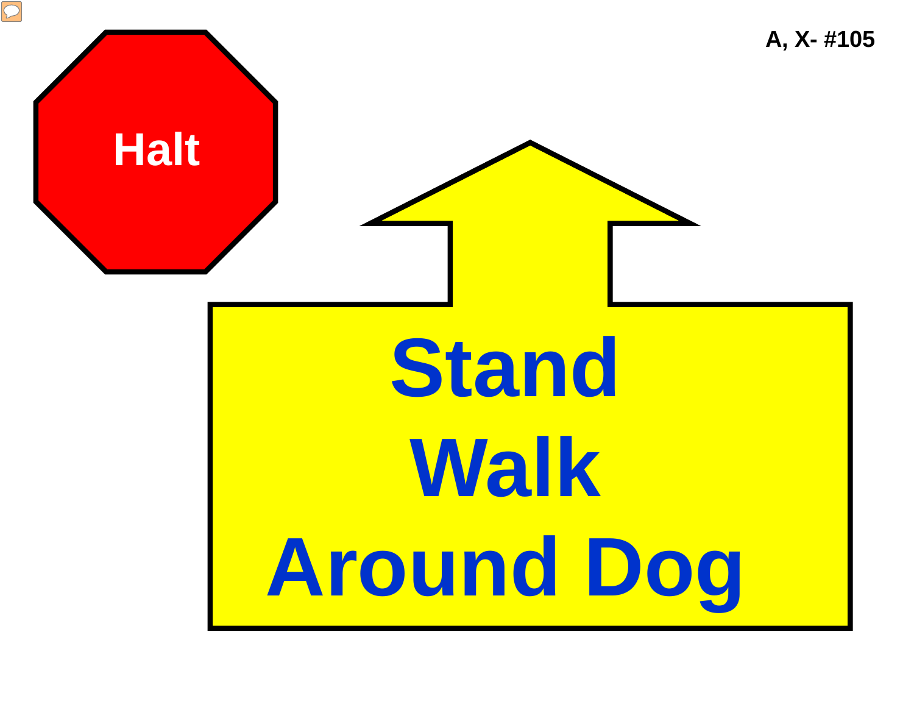A, X- #105

Halt

Stand
Walk
Around Dog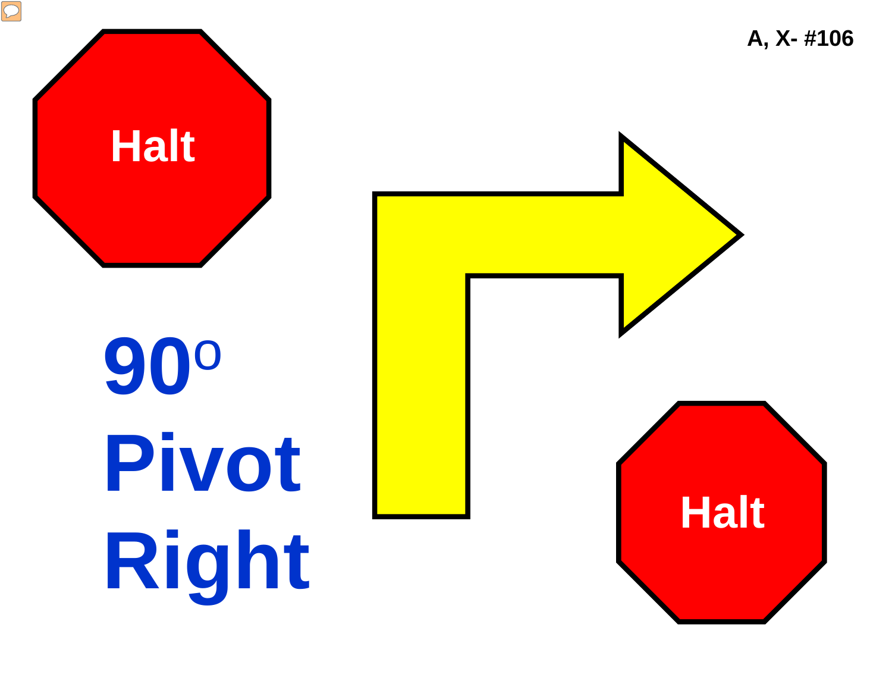A, X- #106

Halt

90° Pivot Right

Halt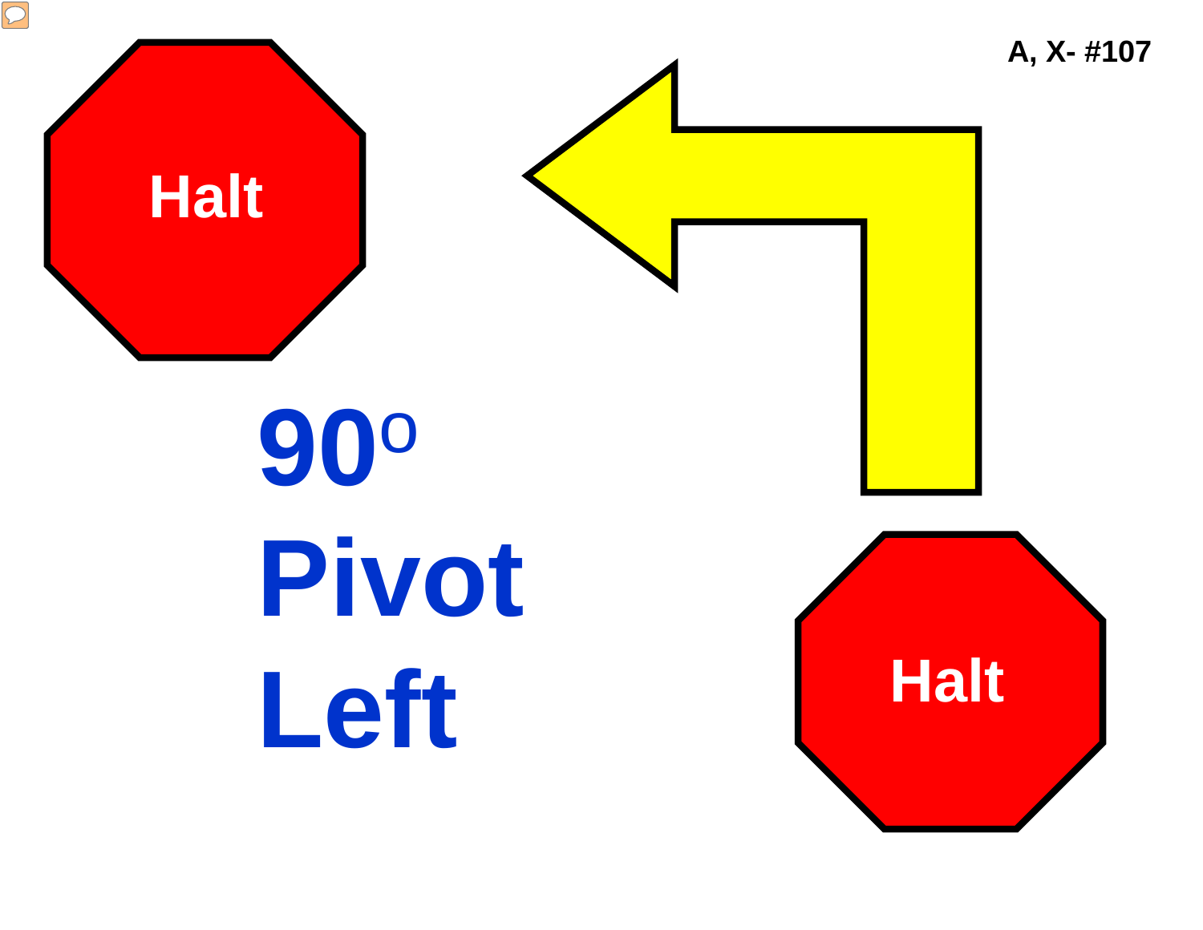A, X- #107

Halt

# 90° Pivot Left

Halt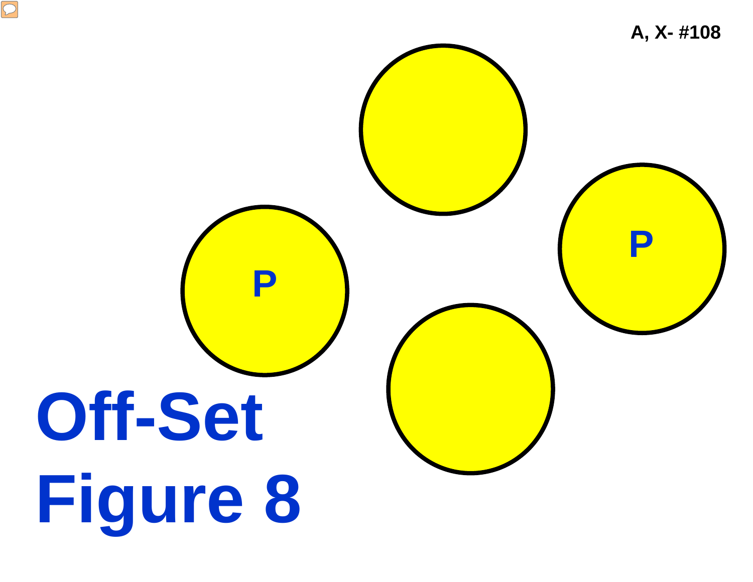A, X- #108

P

P

# Off-Set Figure 8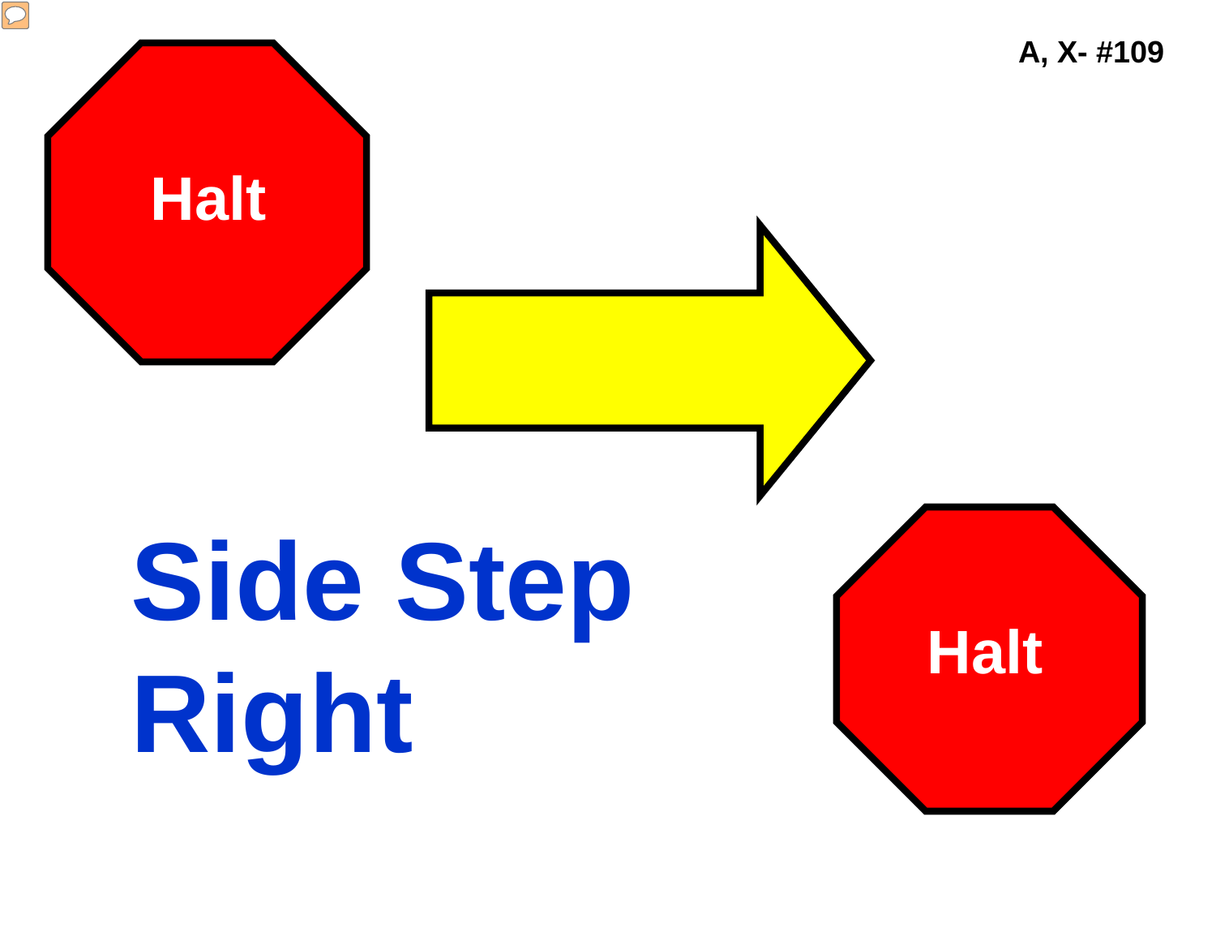A, X- #109

Halt

# Side Step Right

Halt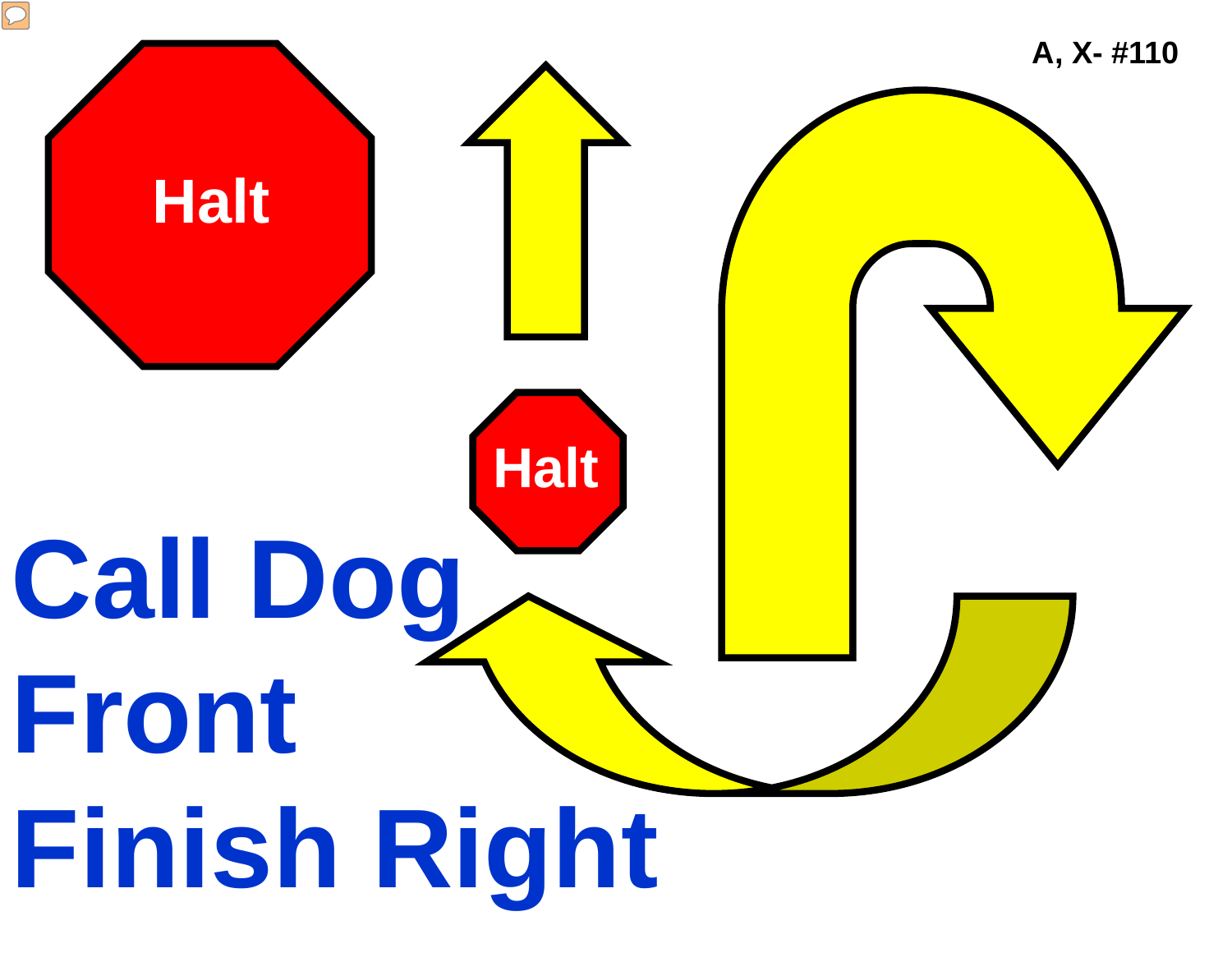A, X- #110

Halt

Halt

# Call Dog Front Finish Right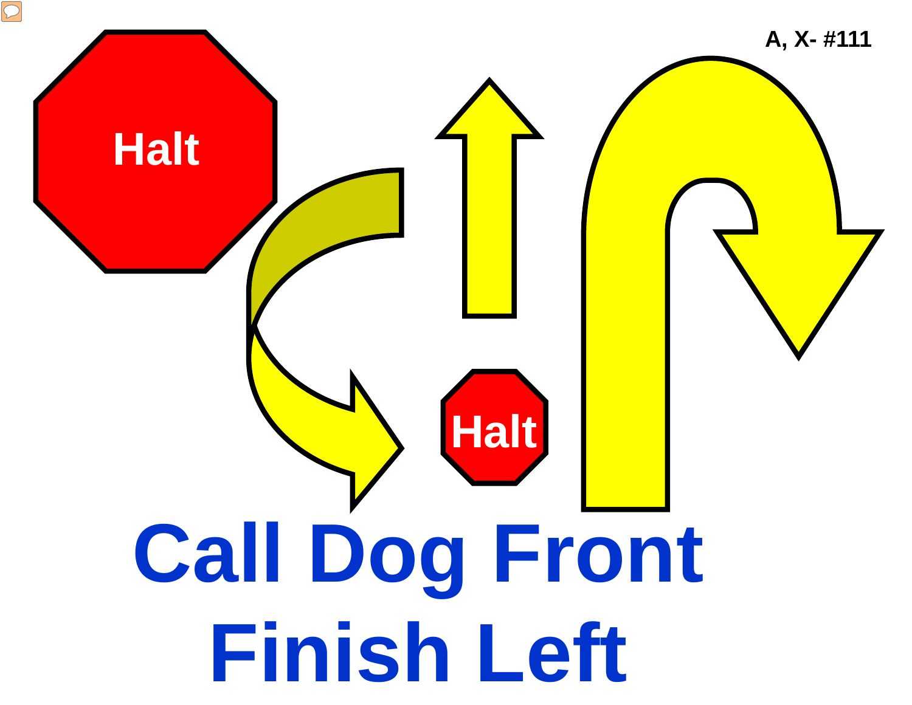A, X- #111

Halt

Halt

# Call Dog Front
# Finish Left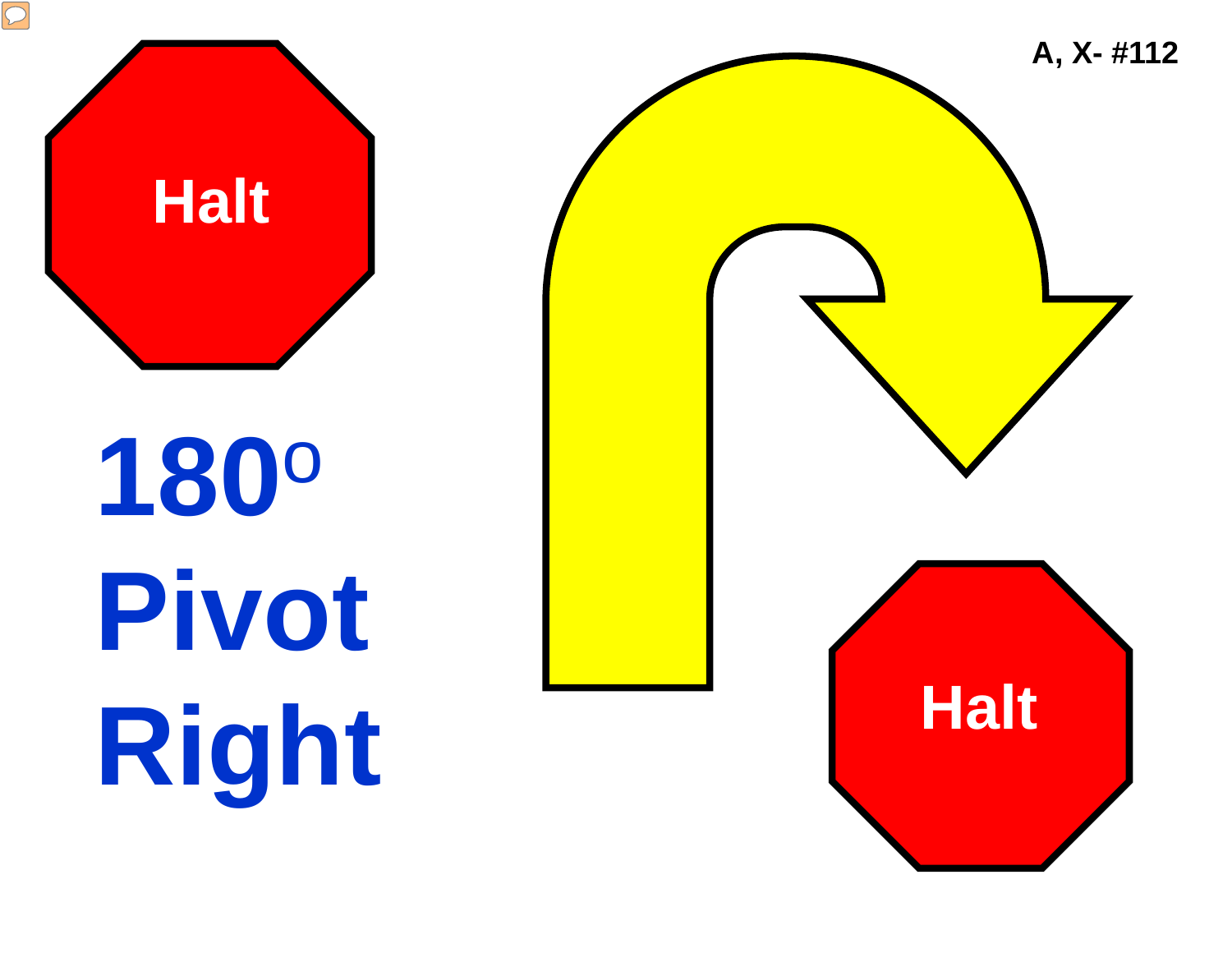A, X- #112

Halt

$180^o$ Pivot Right

Halt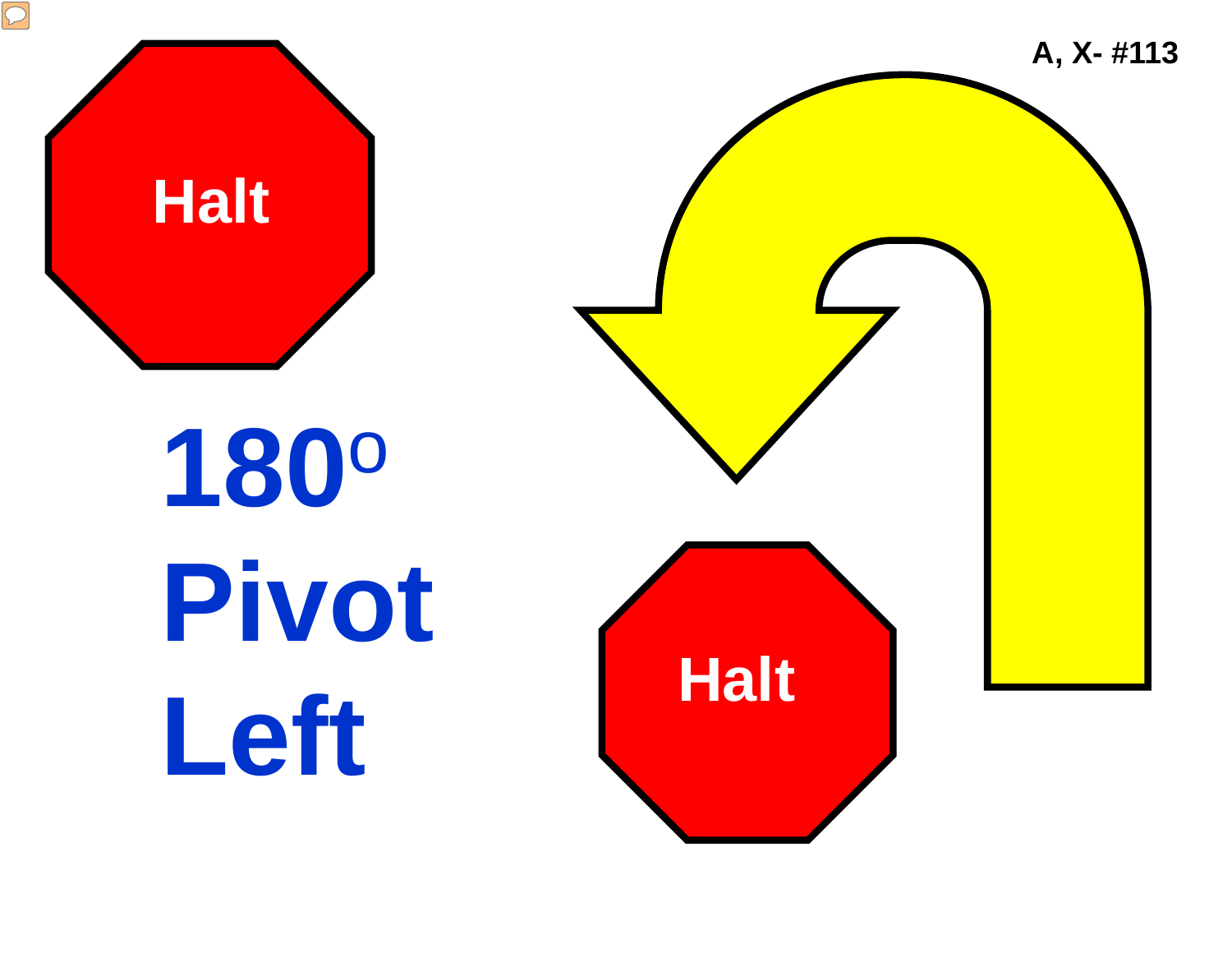A, X- #113

Halt

# 180° Pivot Left

Halt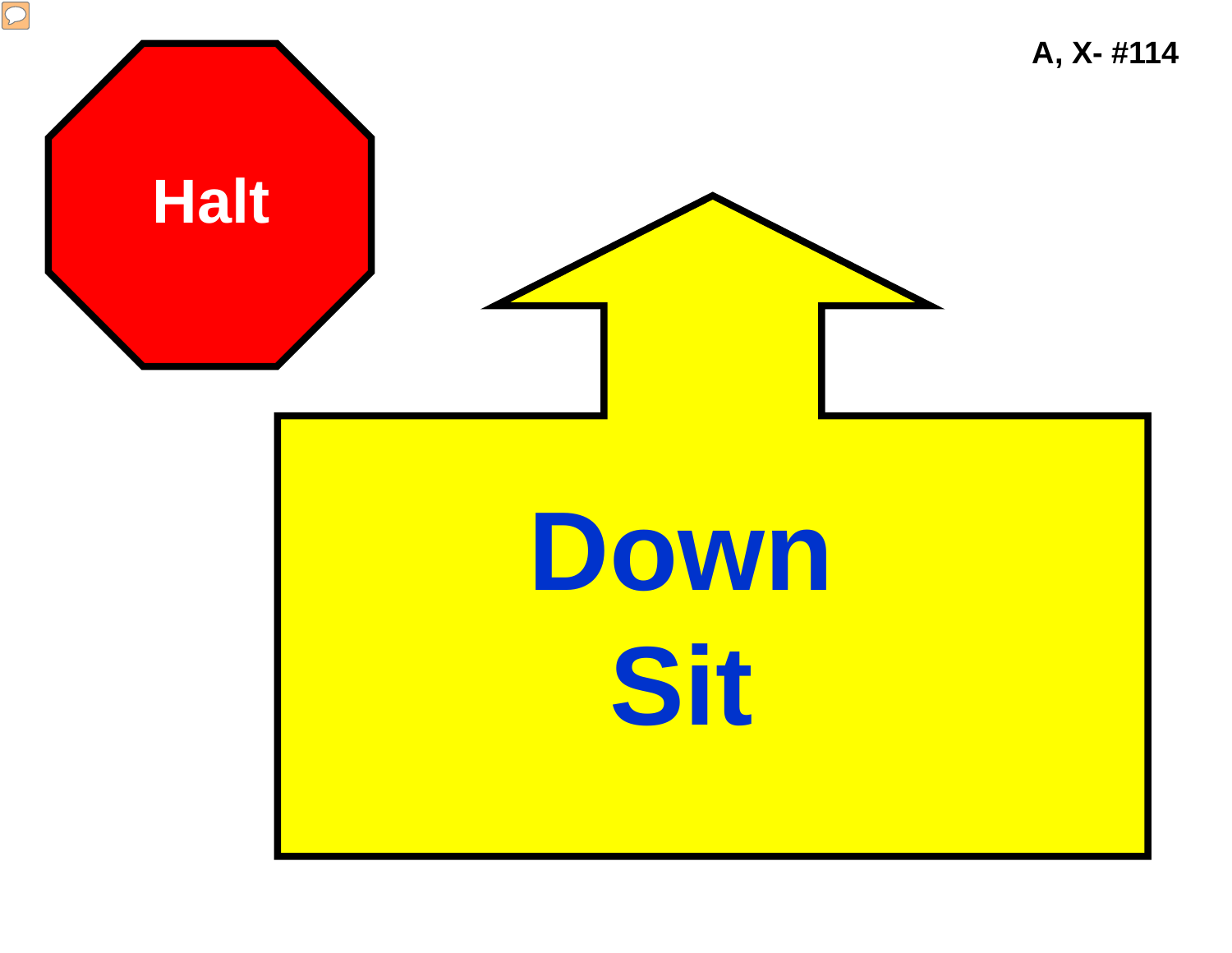A, X- #114

Halt

Down
Sit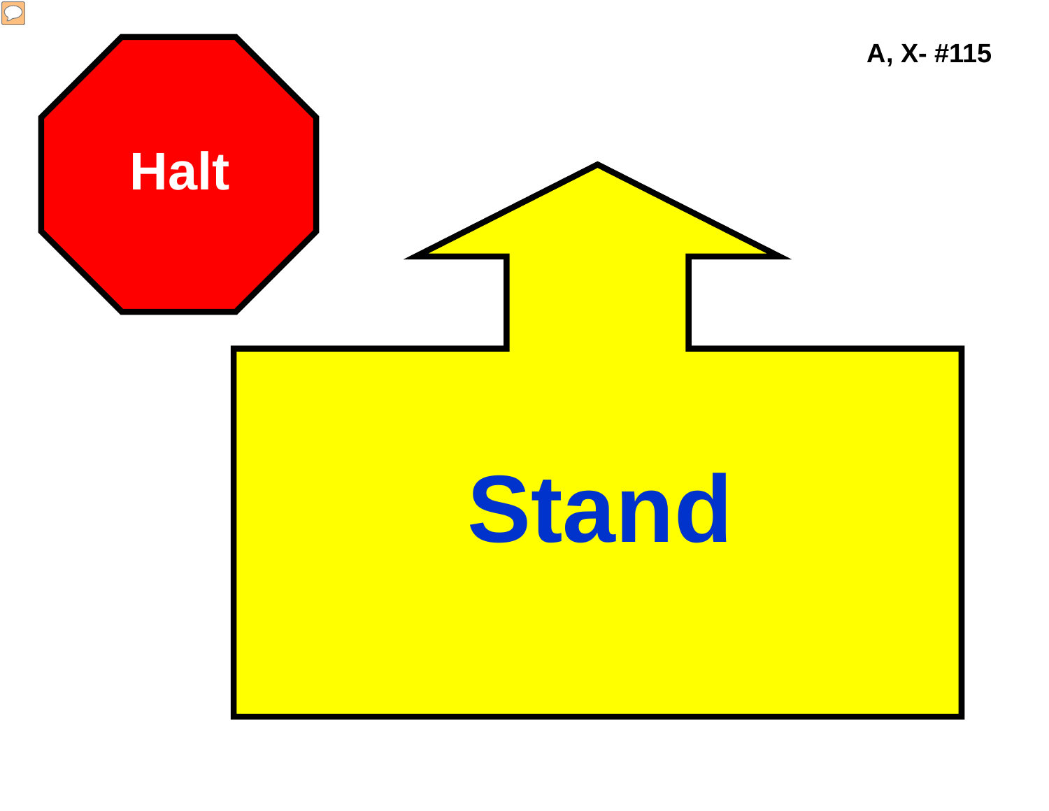A, X- #115

Halt

Stand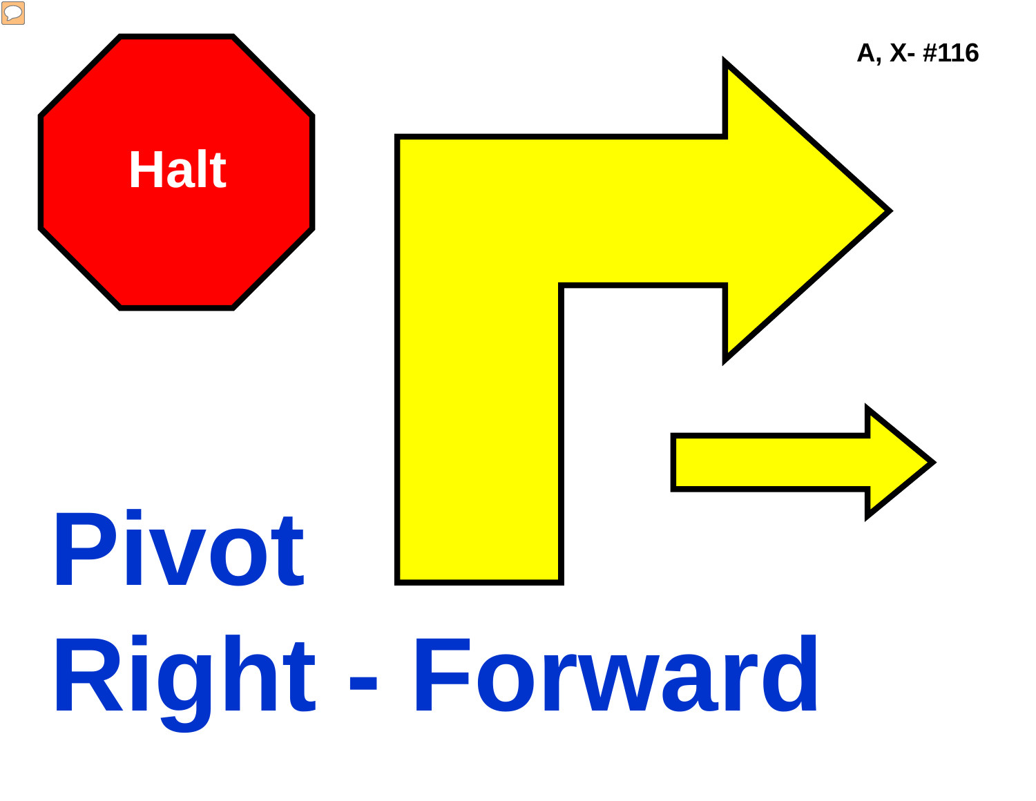A, X- #116

Halt

# Pivot Right - Forward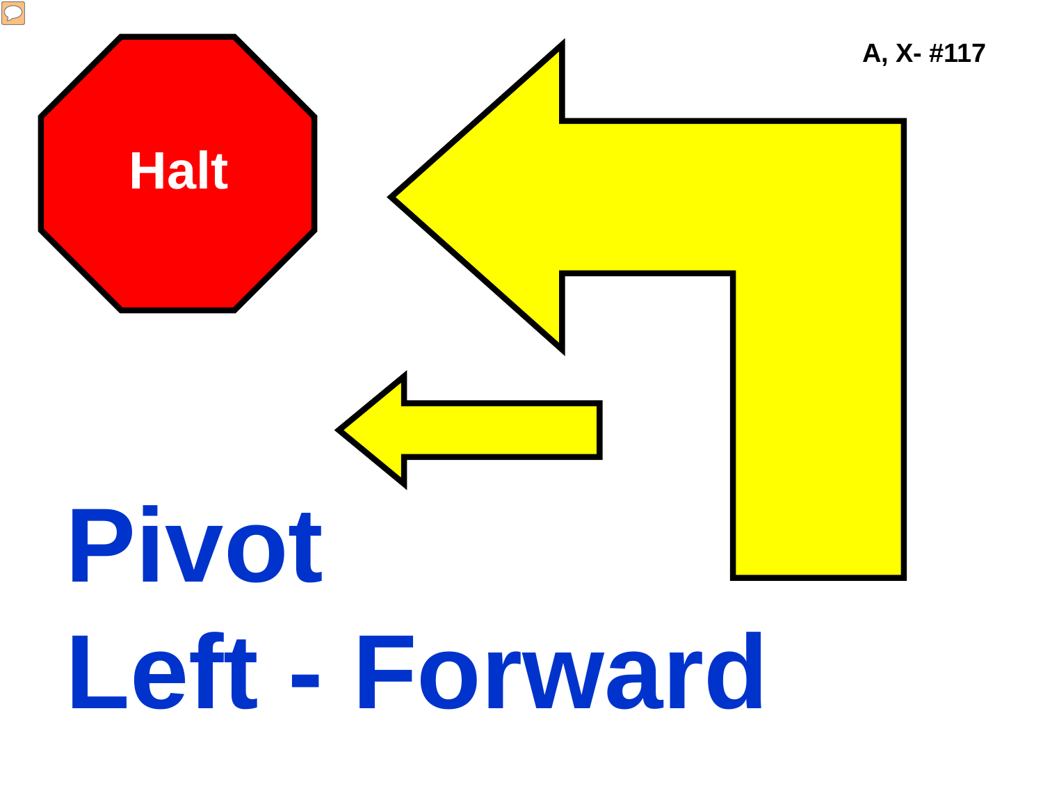A, X- #117

Halt

# Pivot

# Left - Forward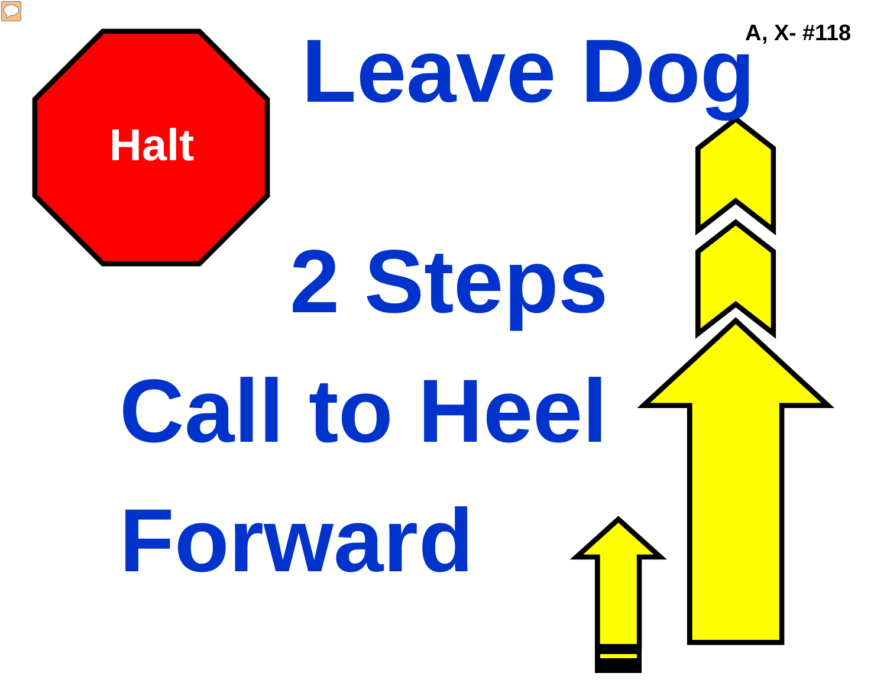A, X- #118

Halt

# Leave Dog

# 2 Steps

# Call to Heel

# Forward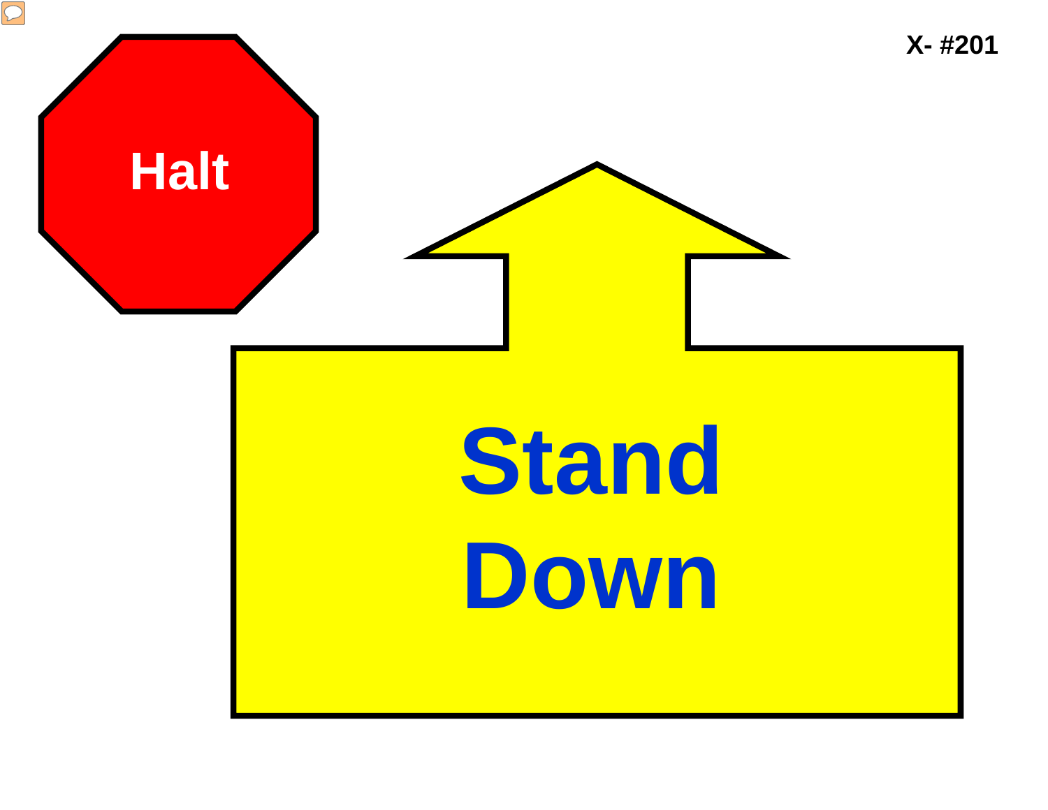X- #201

Halt

Stand Down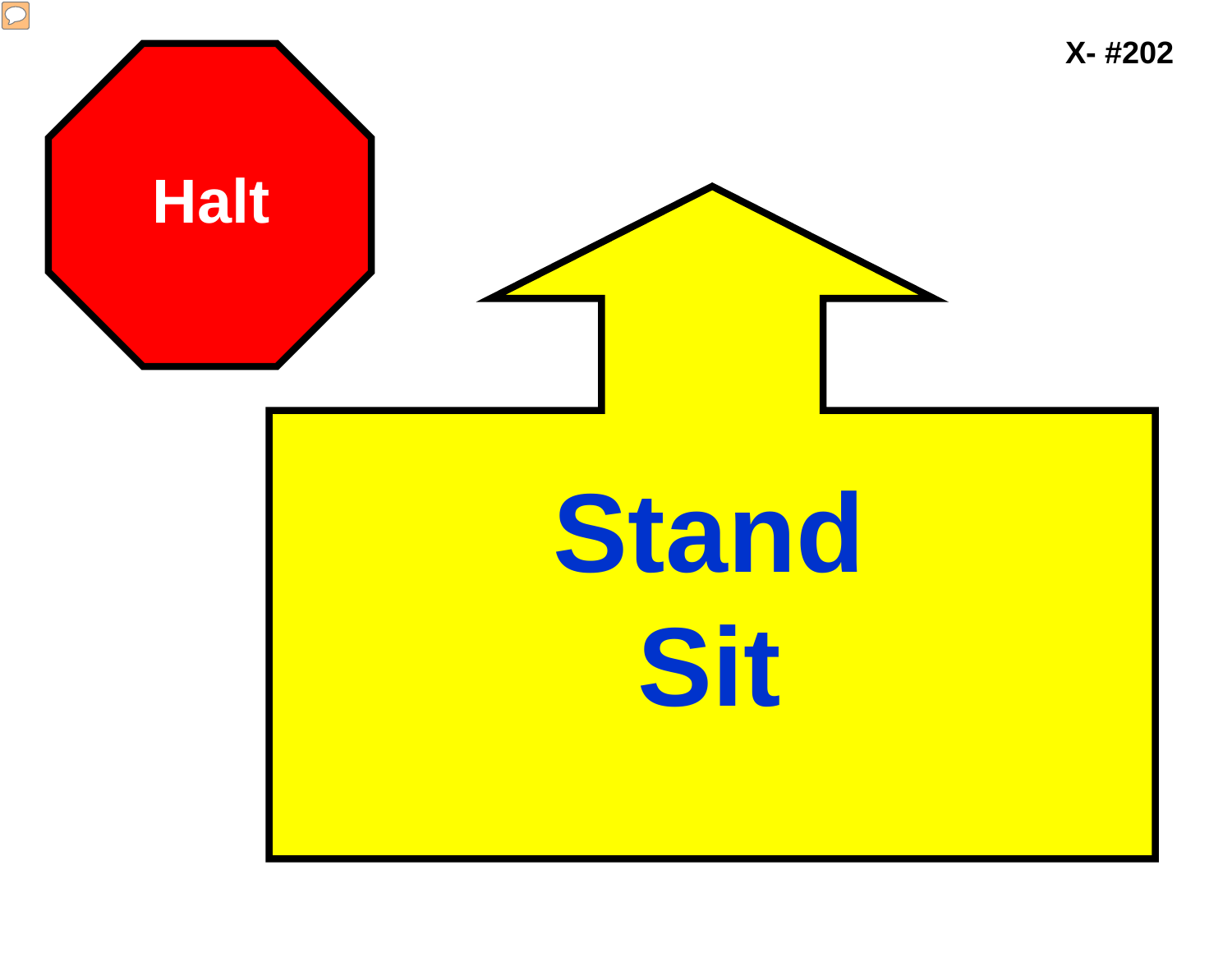X- #202

Halt

Stand

Sit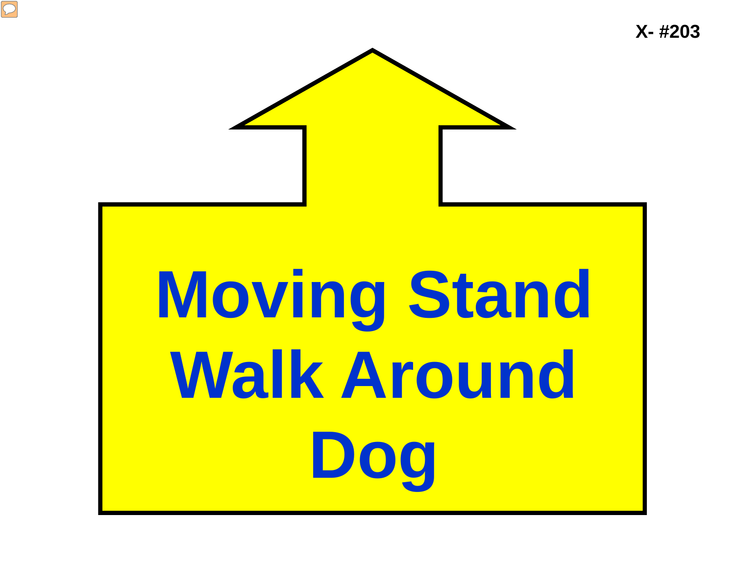X- #203

# Moving Stand Walk Around Dog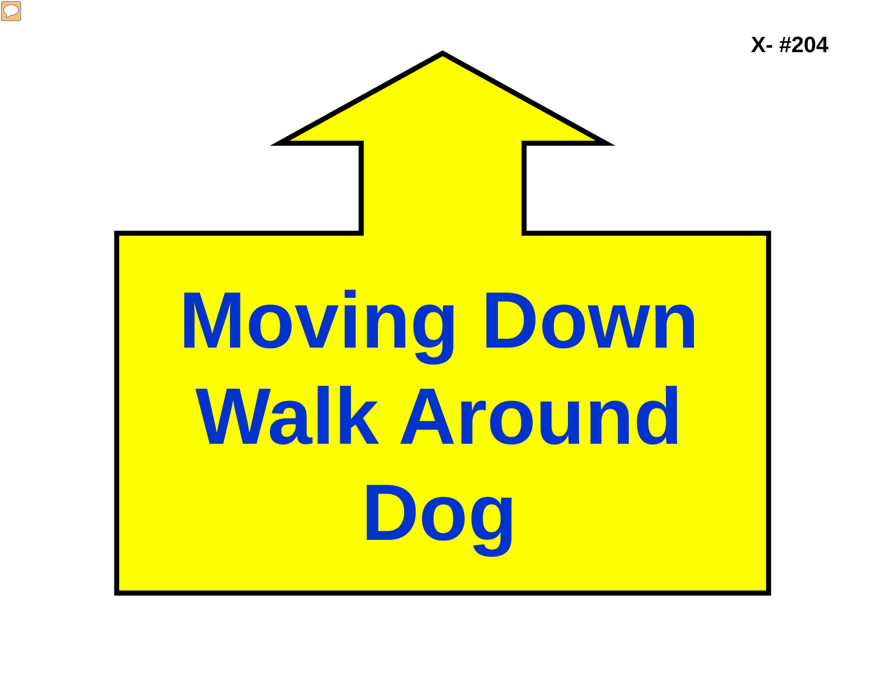X- #204

# Moving Down Walk Around Dog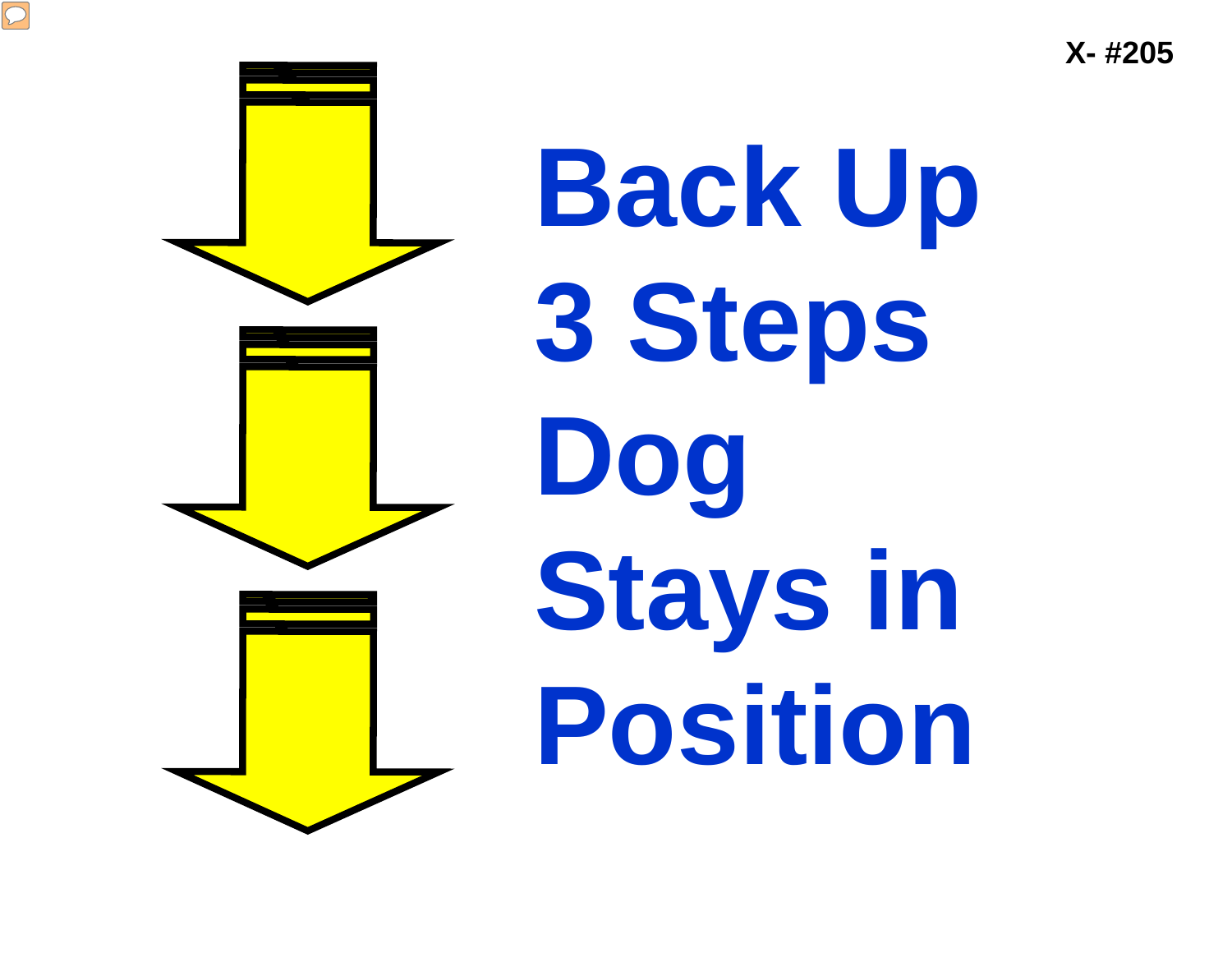X- #205

# Back Up 3 Steps Dog Stays in Position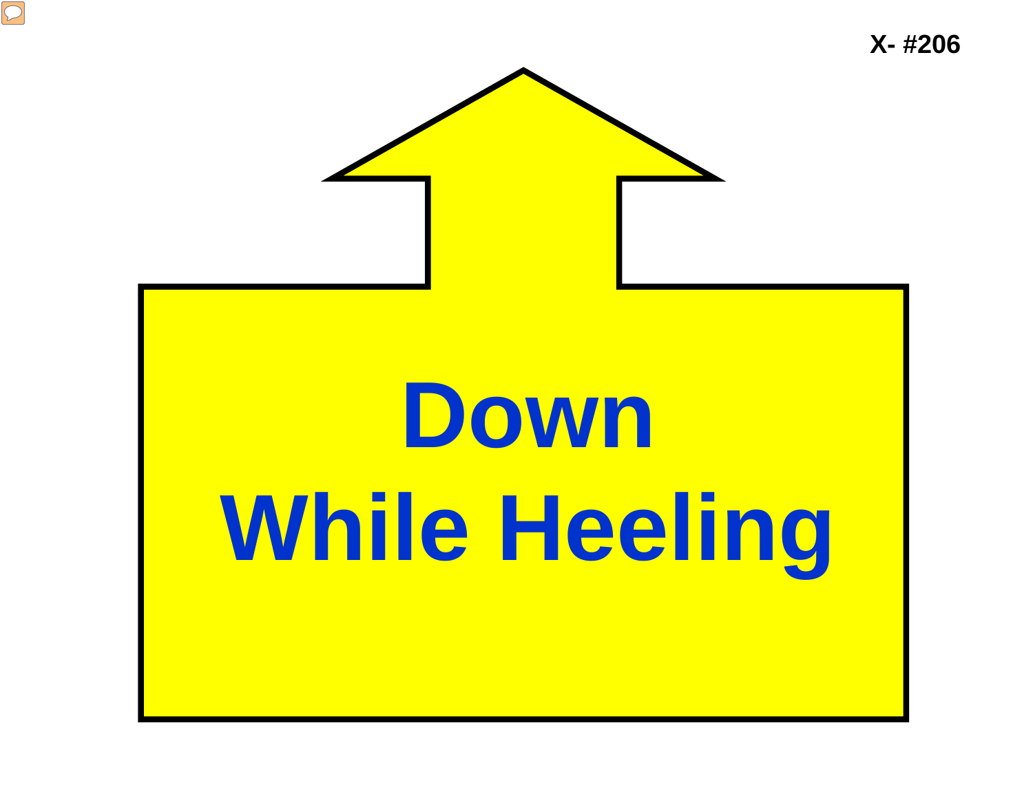X- #206

# Down
# While Heeling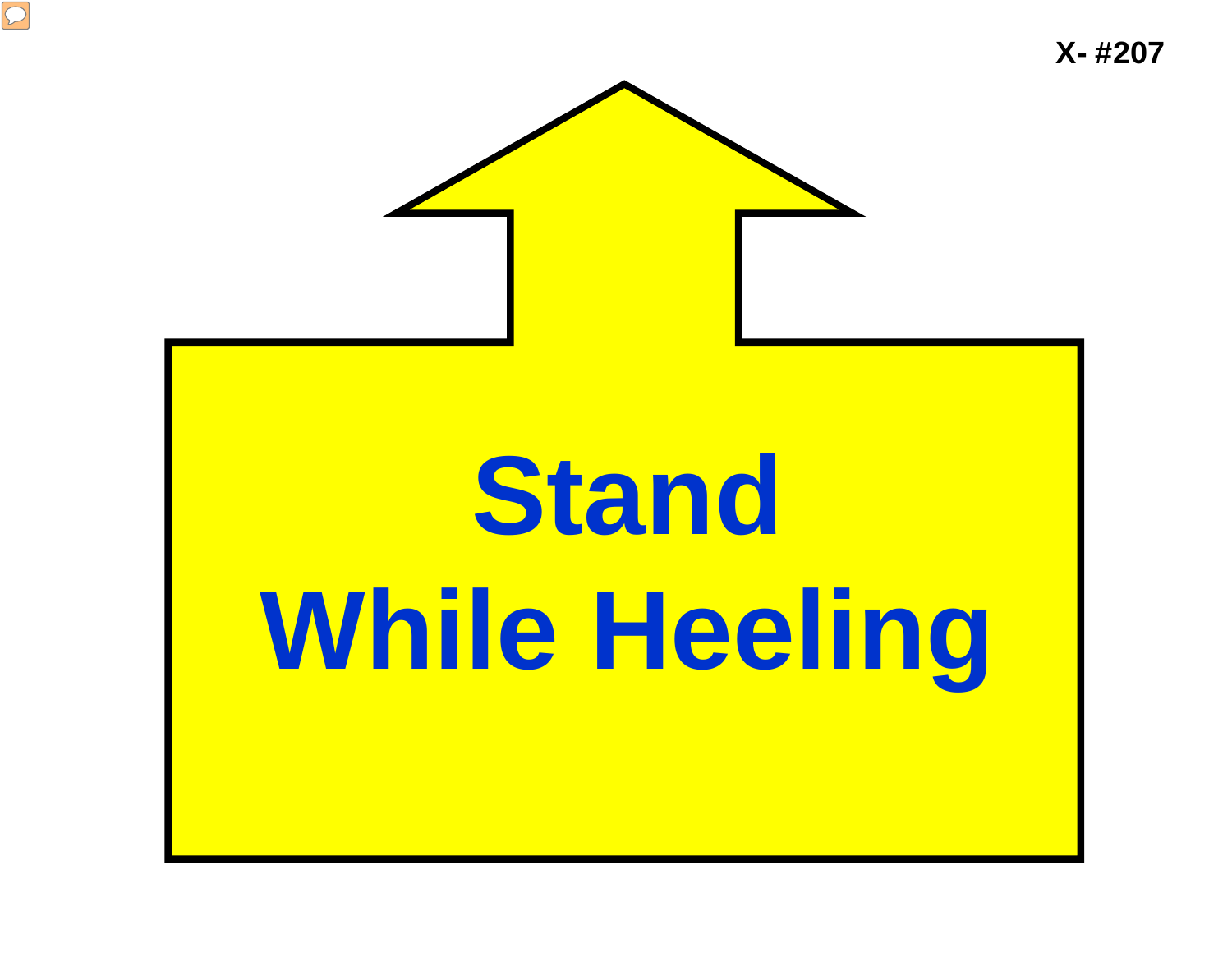X- #207

# Stand While Heeling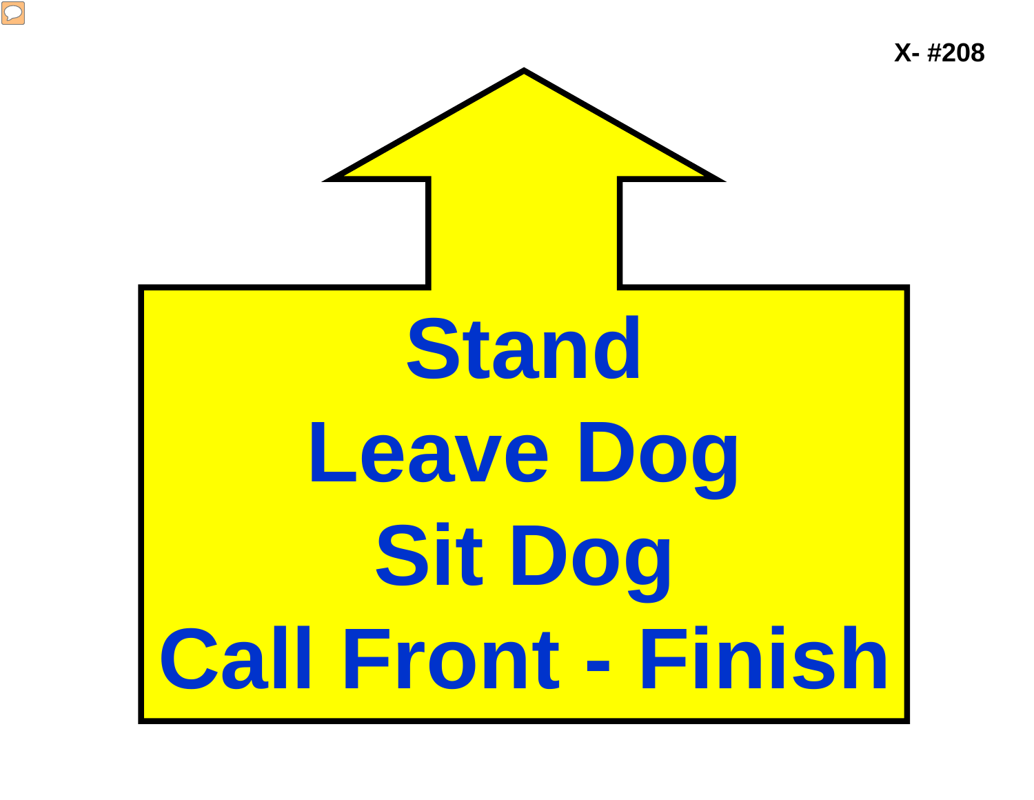X- #208

# Stand
# Leave Dog
# Sit Dog
# Call Front - Finish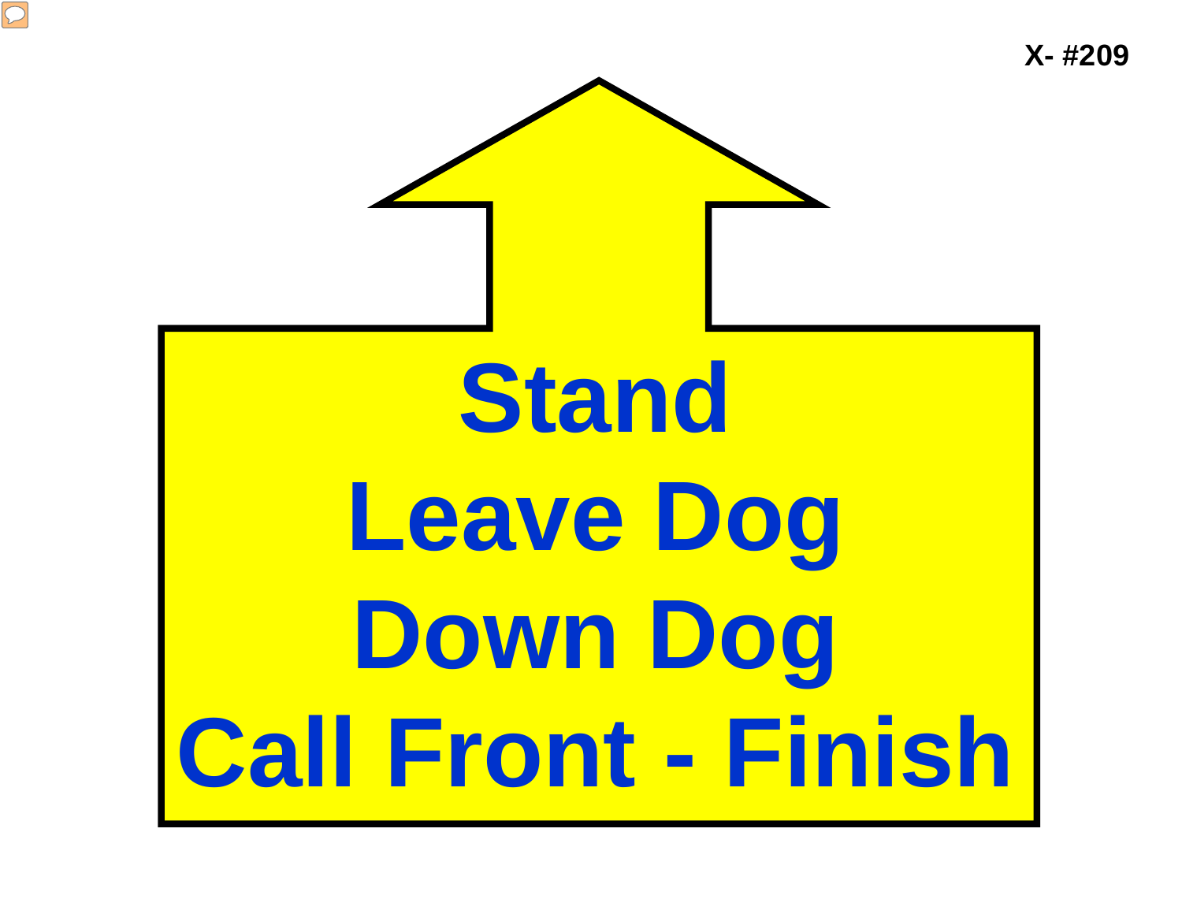X- #209

**Stand**
**Leave Dog**
**Down Dog**
**Call Front - Finish**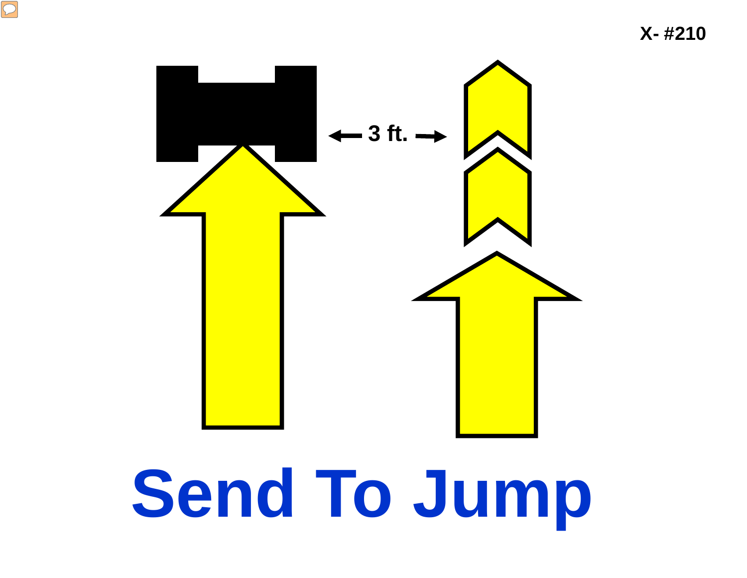X- #210

← 3 ft. →

# Send To Jump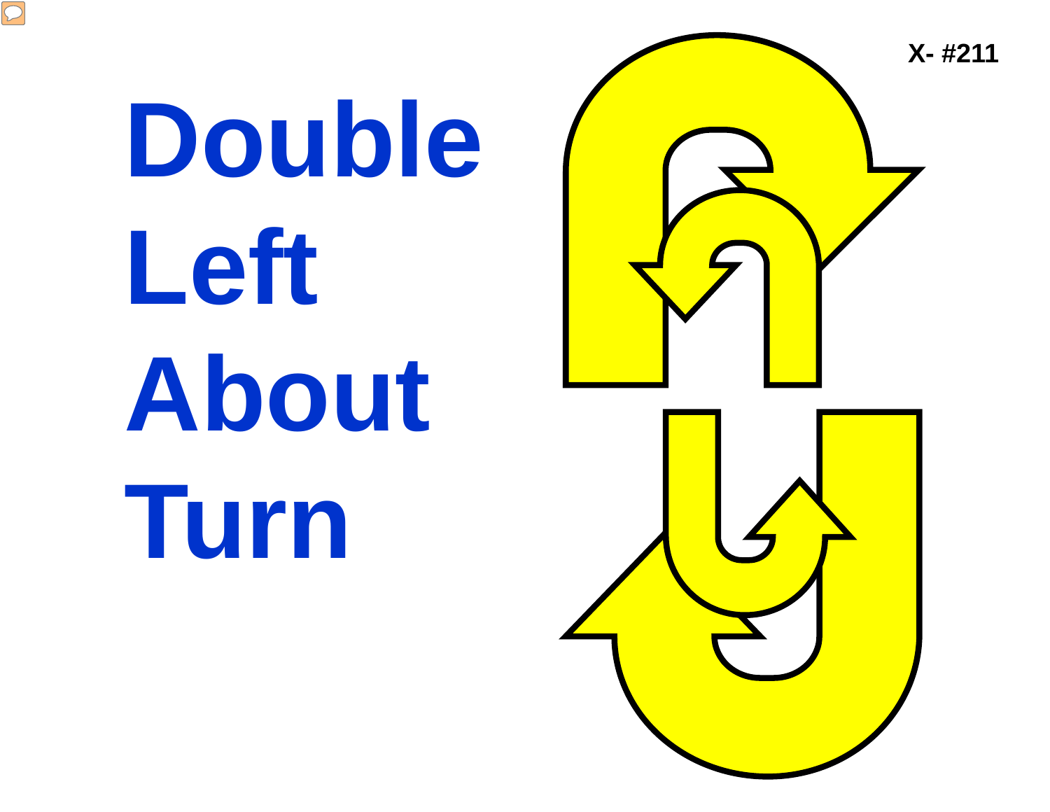X- #211

# Double Left About Turn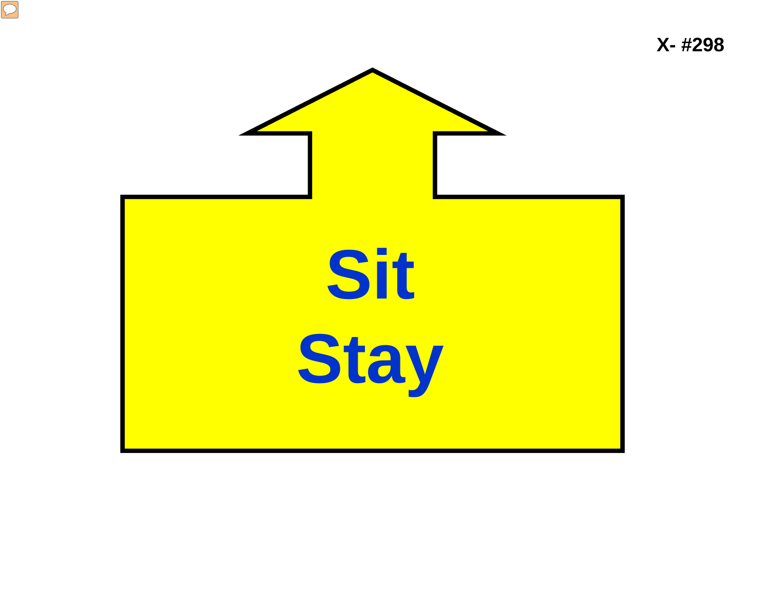X- #298

**Sit**
**Stay**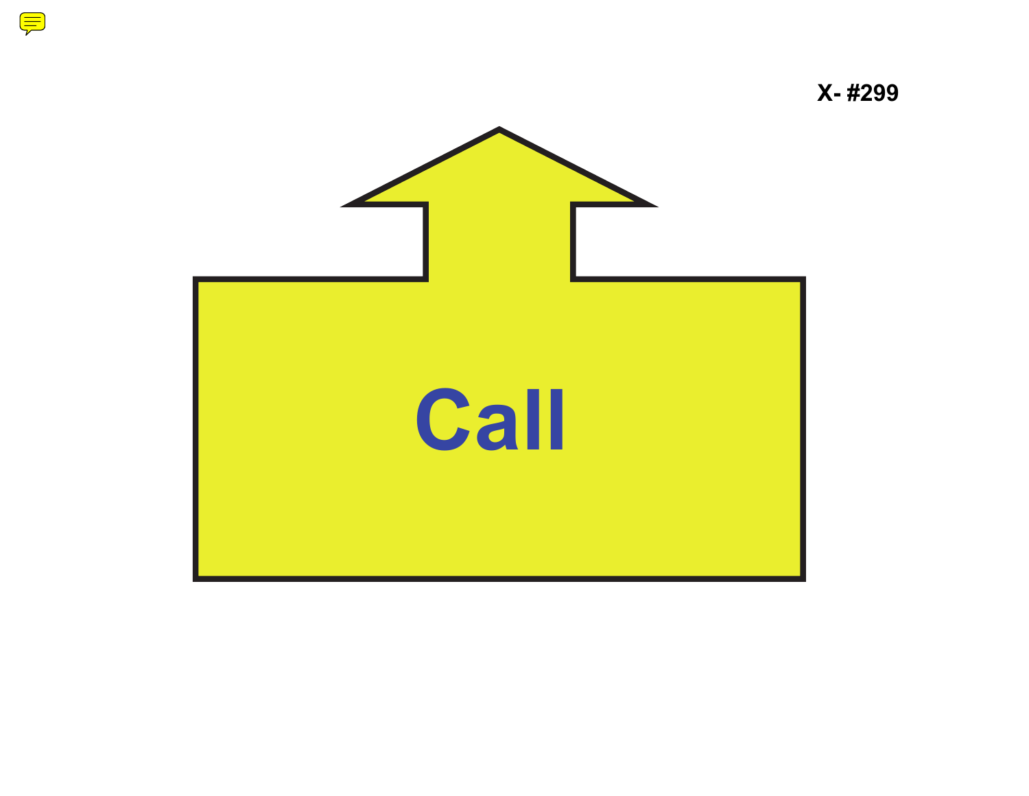X- #299

Call